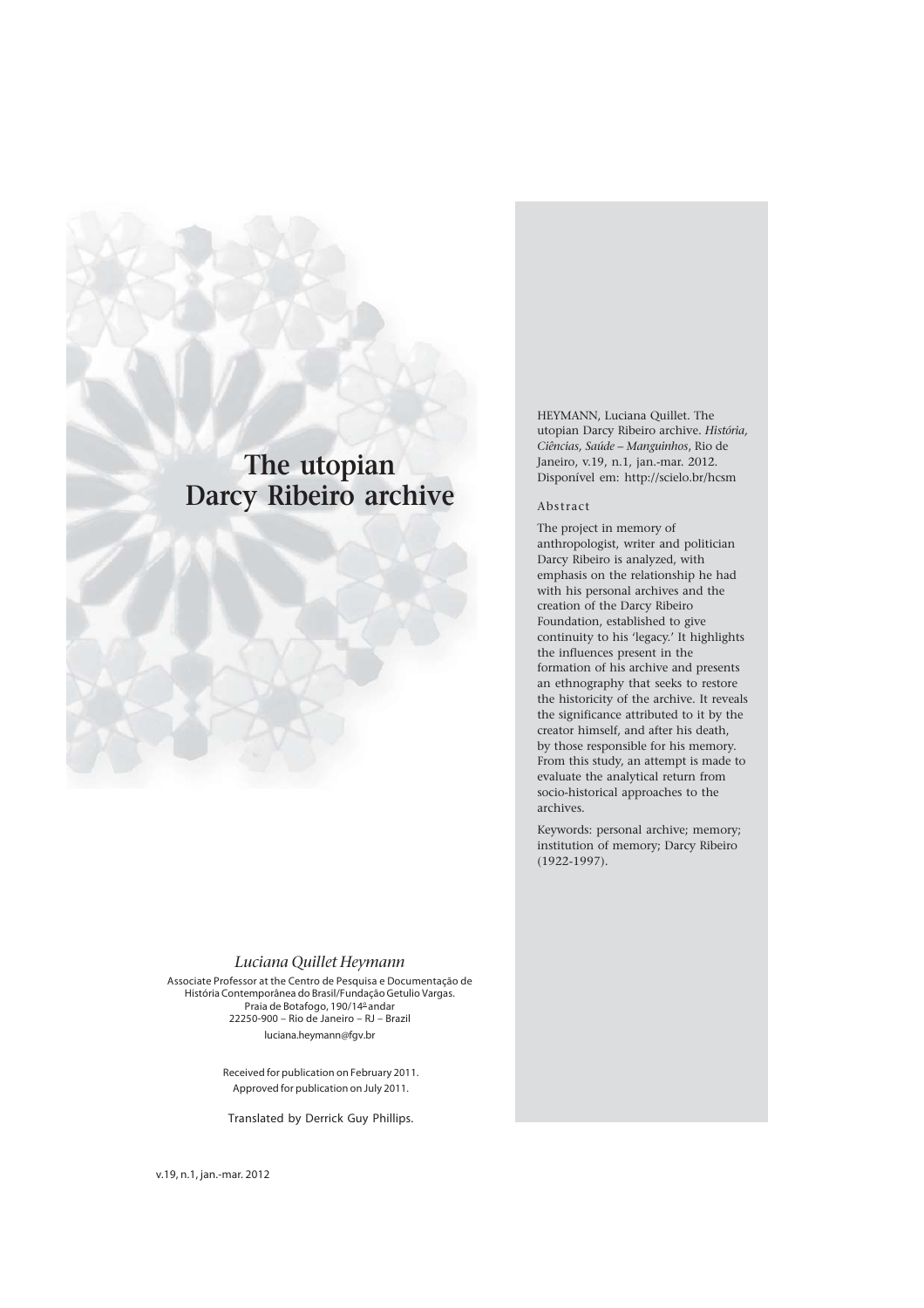# The utopian Darcy Ribeiro archive

*Luciana Quillet Heymann*

Associate Professor at the Centro de Pesquisa e Documentação de História Contemporânea do Brasil/Fundação Getulio Vargas.
Praia de Botafogo, 190/14º andar
22250-900 – Rio de Janeiro – RJ – Brazil
luciana.heymann@fgv.br

Received for publication on February 2011.
Approved for publication on July 2011.

Translated by Derrick Guy Phillips.

HEYMANN, Luciana Quillet. The utopian Darcy Ribeiro archive. *História, Ciências, Saúde – Manguinhos*, Rio de Janeiro, v.19, n.1, jan.-mar. 2012. Disponível em: http://scielo.br/hcsm

## Abstract

The project in memory of anthropologist, writer and politician Darcy Ribeiro is analyzed, with emphasis on the relationship he had with his personal archives and the creation of the Darcy Ribeiro Foundation, established to give continuity to his 'legacy.' It highlights the influences present in the formation of his archive and presents an ethnography that seeks to restore the historicity of the archive. It reveals the significance attributed to it by the creator himself, and after his death, by those responsible for his memory. From this study, an attempt is made to evaluate the analytical return from socio-historical approaches to the archives.

Keywords: personal archive; memory; institution of memory; Darcy Ribeiro (1922-1997).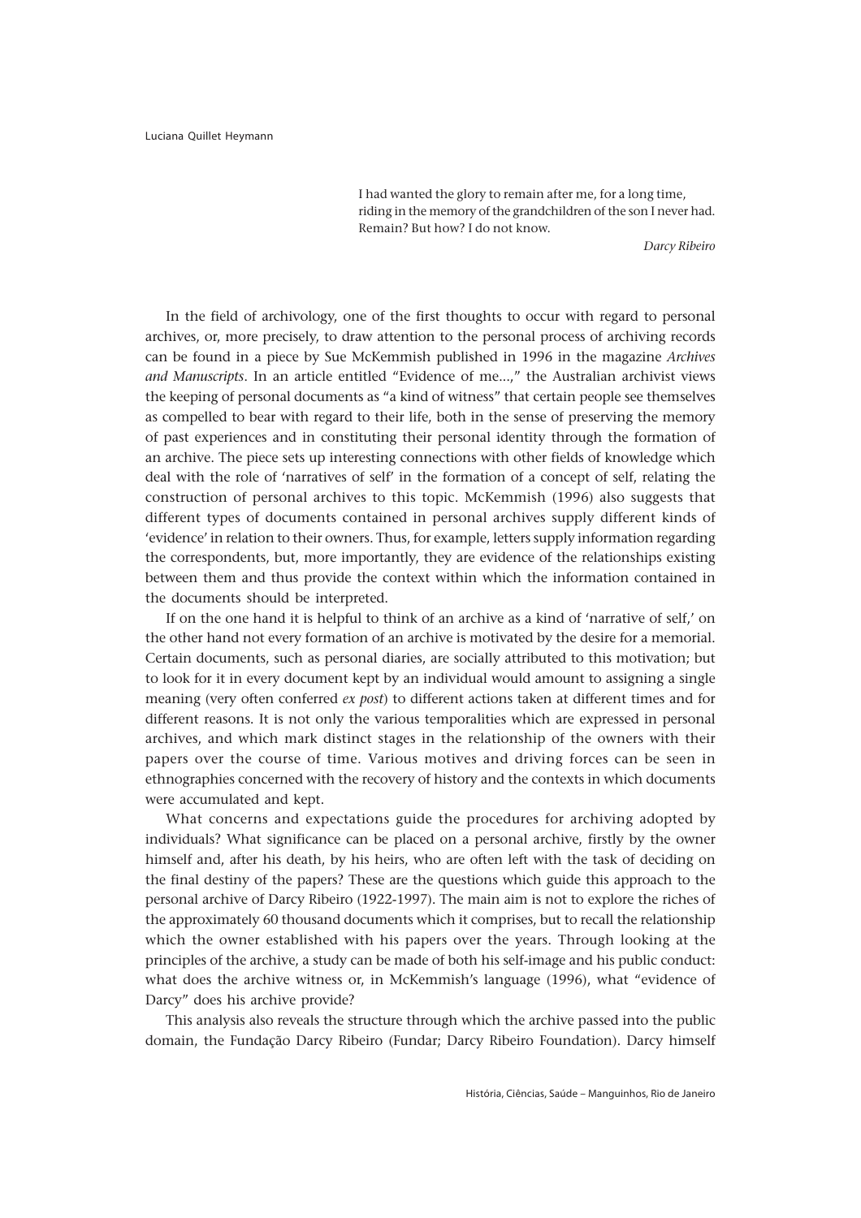> I had wanted the glory to remain after me, for a long time, riding in the memory of the grandchildren of the son I never had. Remain? But how? I do not know.
>
> *Darcy Ribeiro*

In the field of archivology, one of the first thoughts to occur with regard to personal archives, or, more precisely, to draw attention to the personal process of archiving records can be found in a piece by Sue McKemmish published in 1996 in the magazine *Archives and Manuscripts*. In an article entitled "Evidence of me...," the Australian archivist views the keeping of personal documents as "a kind of witness" that certain people see themselves as compelled to bear with regard to their life, both in the sense of preserving the memory of past experiences and in constituting their personal identity through the formation of an archive. The piece sets up interesting connections with other fields of knowledge which deal with the role of 'narratives of self' in the formation of a concept of self, relating the construction of personal archives to this topic. McKemmish (1996) also suggests that different types of documents contained in personal archives supply different kinds of 'evidence' in relation to their owners. Thus, for example, letters supply information regarding the correspondents, but, more importantly, they are evidence of the relationships existing between them and thus provide the context within which the information contained in the documents should be interpreted.

If on the one hand it is helpful to think of an archive as a kind of 'narrative of self,' on the other hand not every formation of an archive is motivated by the desire for a memorial. Certain documents, such as personal diaries, are socially attributed to this motivation; but to look for it in every document kept by an individual would amount to assigning a single meaning (very often conferred *ex post*) to different actions taken at different times and for different reasons. It is not only the various temporalities which are expressed in personal archives, and which mark distinct stages in the relationship of the owners with their papers over the course of time. Various motives and driving forces can be seen in ethnographies concerned with the recovery of history and the contexts in which documents were accumulated and kept.

What concerns and expectations guide the procedures for archiving adopted by individuals? What significance can be placed on a personal archive, firstly by the owner himself and, after his death, by his heirs, who are often left with the task of deciding on the final destiny of the papers? These are the questions which guide this approach to the personal archive of Darcy Ribeiro (1922-1997). The main aim is not to explore the riches of the approximately 60 thousand documents which it comprises, but to recall the relationship which the owner established with his papers over the years. Through looking at the principles of the archive, a study can be made of both his self-image and his public conduct: what does the archive witness or, in McKemmish's language (1996), what "evidence of Darcy" does his archive provide?

This analysis also reveals the structure through which the archive passed into the public domain, the Fundação Darcy Ribeiro (Fundar; Darcy Ribeiro Foundation). Darcy himself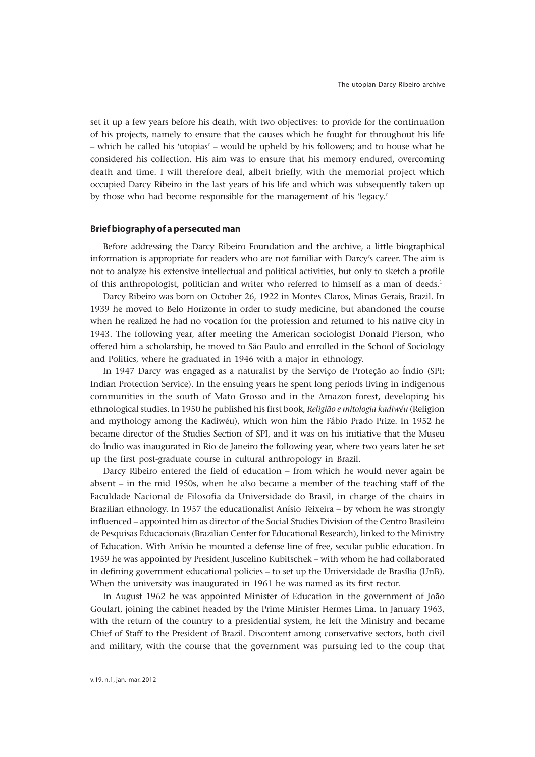set it up a few years before his death, with two objectives: to provide for the continuation of his projects, namely to ensure that the causes which he fought for throughout his life – which he called his 'utopias' – would be upheld by his followers; and to house what he considered his collection. His aim was to ensure that his memory endured, overcoming death and time. I will therefore deal, albeit briefly, with the memorial project which occupied Darcy Ribeiro in the last years of his life and which was subsequently taken up by those who had become responsible for the management of his 'legacy.'

## Brief biography of a persecuted man

Before addressing the Darcy Ribeiro Foundation and the archive, a little biographical information is appropriate for readers who are not familiar with Darcy's career. The aim is not to analyze his extensive intellectual and political activities, but only to sketch a profile of this anthropologist, politician and writer who referred to himself as a man of deeds.[1]

Darcy Ribeiro was born on October 26, 1922 in Montes Claros, Minas Gerais, Brazil. In 1939 he moved to Belo Horizonte in order to study medicine, but abandoned the course when he realized he had no vocation for the profession and returned to his native city in 1943. The following year, after meeting the American sociologist Donald Pierson, who offered him a scholarship, he moved to São Paulo and enrolled in the School of Sociology and Politics, where he graduated in 1946 with a major in ethnology.

In 1947 Darcy was engaged as a naturalist by the Serviço de Proteção ao Índio (SPI; Indian Protection Service). In the ensuing years he spent long periods living in indigenous communities in the south of Mato Grosso and in the Amazon forest, developing his ethnological studies. In 1950 he published his first book, *Religião e mitologia kadiwéu* (Religion and mythology among the Kadiwéu), which won him the Fábio Prado Prize. In 1952 he became director of the Studies Section of SPI, and it was on his initiative that the Museu do Índio was inaugurated in Rio de Janeiro the following year, where two years later he set up the first post-graduate course in cultural anthropology in Brazil.

Darcy Ribeiro entered the field of education – from which he would never again be absent – in the mid 1950s, when he also became a member of the teaching staff of the Faculdade Nacional de Filosofia da Universidade do Brasil, in charge of the chairs in Brazilian ethnology. In 1957 the educationalist Anísio Teixeira – by whom he was strongly influenced – appointed him as director of the Social Studies Division of the Centro Brasileiro de Pesquisas Educacionais (Brazilian Center for Educational Research), linked to the Ministry of Education. With Anísio he mounted a defense line of free, secular public education. In 1959 he was appointed by President Juscelino Kubitschek – with whom he had collaborated in defining government educational policies – to set up the Universidade de Brasília (UnB). When the university was inaugurated in 1961 he was named as its first rector.

In August 1962 he was appointed Minister of Education in the government of João Goulart, joining the cabinet headed by the Prime Minister Hermes Lima. In January 1963, with the return of the country to a presidential system, he left the Ministry and became Chief of Staff to the President of Brazil. Discontent among conservative sectors, both civil and military, with the course that the government was pursuing led to the coup that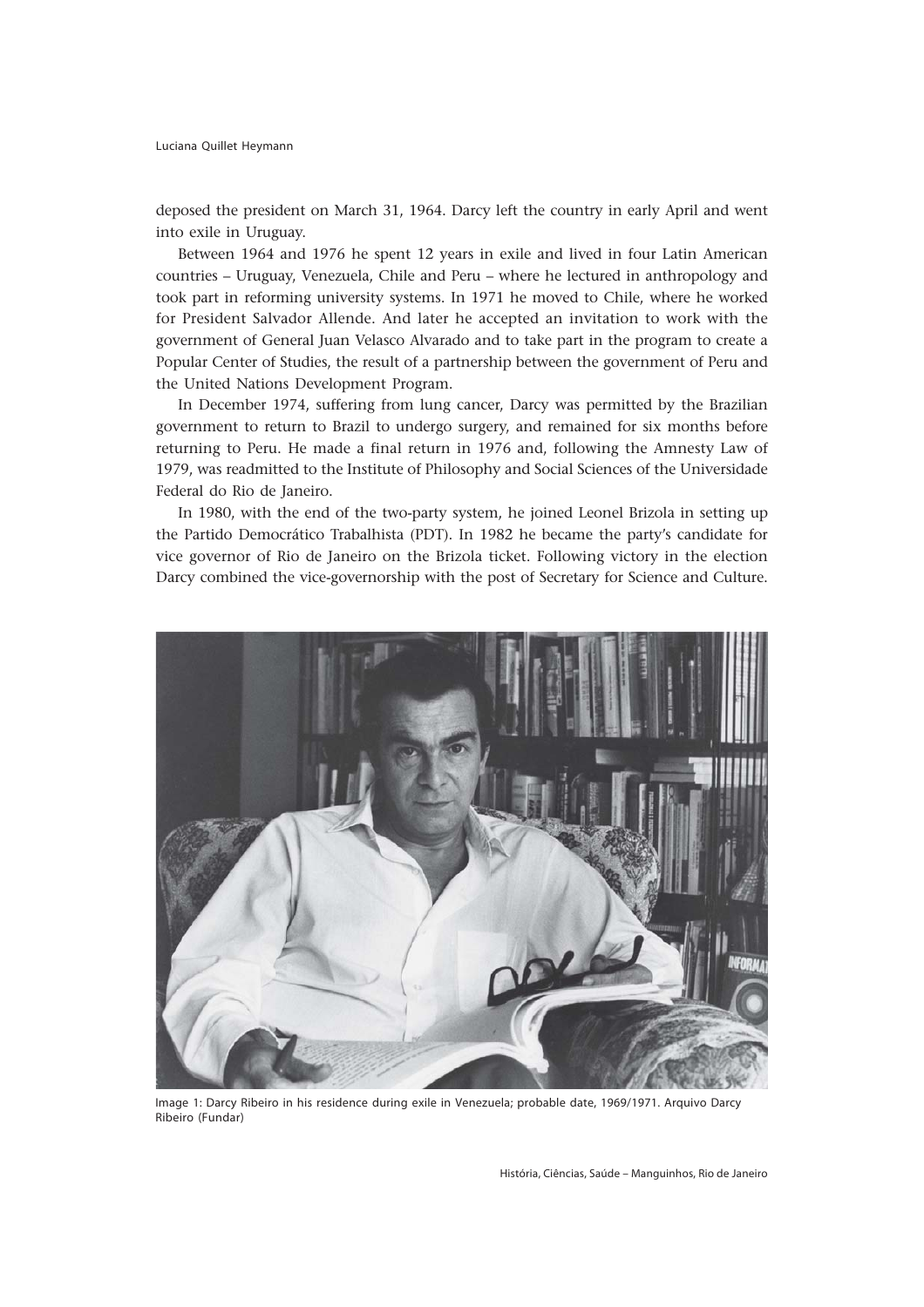deposed the president on March 31, 1964. Darcy left the country in early April and went into exile in Uruguay.

Between 1964 and 1976 he spent 12 years in exile and lived in four Latin American countries – Uruguay, Venezuela, Chile and Peru – where he lectured in anthropology and took part in reforming university systems. In 1971 he moved to Chile, where he worked for President Salvador Allende. And later he accepted an invitation to work with the government of General Juan Velasco Alvarado and to take part in the program to create a Popular Center of Studies, the result of a partnership between the government of Peru and the United Nations Development Program.

In December 1974, suffering from lung cancer, Darcy was permitted by the Brazilian government to return to Brazil to undergo surgery, and remained for six months before returning to Peru. He made a final return in 1976 and, following the Amnesty Law of 1979, was readmitted to the Institute of Philosophy and Social Sciences of the Universidade Federal do Rio de Janeiro.

In 1980, with the end of the two-party system, he joined Leonel Brizola in setting up the Partido Democrático Trabalhista (PDT). In 1982 he became the party's candidate for vice governor of Rio de Janeiro on the Brizola ticket. Following victory in the election Darcy combined the vice-governorship with the post of Secretary for Science and Culture.

Image 1: Darcy Ribeiro in his residence during exile in Venezuela; probable date, 1969/1971. Arquivo Darcy Ribeiro (Fundar)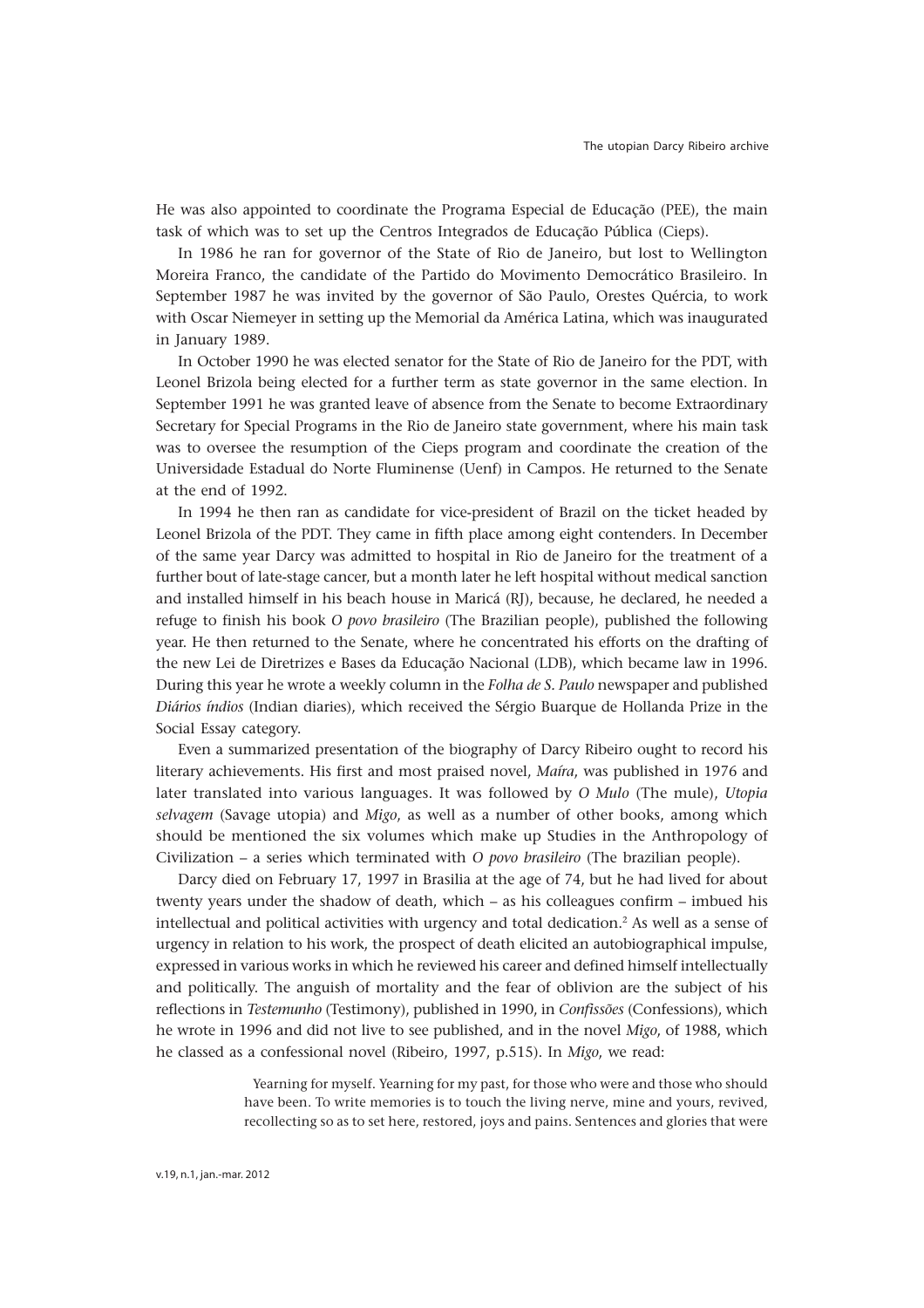He was also appointed to coordinate the Programa Especial de Educação (PEE), the main task of which was to set up the Centros Integrados de Educação Pública (Cieps).

In 1986 he ran for governor of the State of Rio de Janeiro, but lost to Wellington Moreira Franco, the candidate of the Partido do Movimento Democrático Brasileiro. In September 1987 he was invited by the governor of São Paulo, Orestes Quércia, to work with Oscar Niemeyer in setting up the Memorial da América Latina, which was inaugurated in January 1989.

In October 1990 he was elected senator for the State of Rio de Janeiro for the PDT, with Leonel Brizola being elected for a further term as state governor in the same election. In September 1991 he was granted leave of absence from the Senate to become Extraordinary Secretary for Special Programs in the Rio de Janeiro state government, where his main task was to oversee the resumption of the Cieps program and coordinate the creation of the Universidade Estadual do Norte Fluminense (Uenf) in Campos. He returned to the Senate at the end of 1992.

In 1994 he then ran as candidate for vice-president of Brazil on the ticket headed by Leonel Brizola of the PDT. They came in fifth place among eight contenders. In December of the same year Darcy was admitted to hospital in Rio de Janeiro for the treatment of a further bout of late-stage cancer, but a month later he left hospital without medical sanction and installed himself in his beach house in Maricá (RJ), because, he declared, he needed a refuge to finish his book *O povo brasileiro* (The Brazilian people), published the following year. He then returned to the Senate, where he concentrated his efforts on the drafting of the new Lei de Diretrizes e Bases da Educação Nacional (LDB), which became law in 1996. During this year he wrote a weekly column in the *Folha de S. Paulo* newspaper and published *Diários índios* (Indian diaries), which received the Sérgio Buarque de Hollanda Prize in the Social Essay category.

Even a summarized presentation of the biography of Darcy Ribeiro ought to record his literary achievements. His first and most praised novel, *Maíra*, was published in 1976 and later translated into various languages. It was followed by *O Mulo* (The mule), *Utopia selvagem* (Savage utopia) and *Migo*, as well as a number of other books, among which should be mentioned the six volumes which make up Studies in the Anthropology of Civilization – a series which terminated with *O povo brasileiro* (The brazilian people).

Darcy died on February 17, 1997 in Brasilia at the age of 74, but he had lived for about twenty years under the shadow of death, which – as his colleagues confirm – imbued his intellectual and political activities with urgency and total dedication.[2] As well as a sense of urgency in relation to his work, the prospect of death elicited an autobiographical impulse, expressed in various works in which he reviewed his career and defined himself intellectually and politically. The anguish of mortality and the fear of oblivion are the subject of his reflections in *Testemunho* (Testimony), published in 1990, in *Confissões* (Confessions), which he wrote in 1996 and did not live to see published, and in the novel *Migo*, of 1988, which he classed as a confessional novel (Ribeiro, 1997, p.515). In *Migo*, we read:

> Yearning for myself. Yearning for my past, for those who were and those who should have been. To write memories is to touch the living nerve, mine and yours, revived, recollecting so as to set here, restored, joys and pains. Sentences and glories that were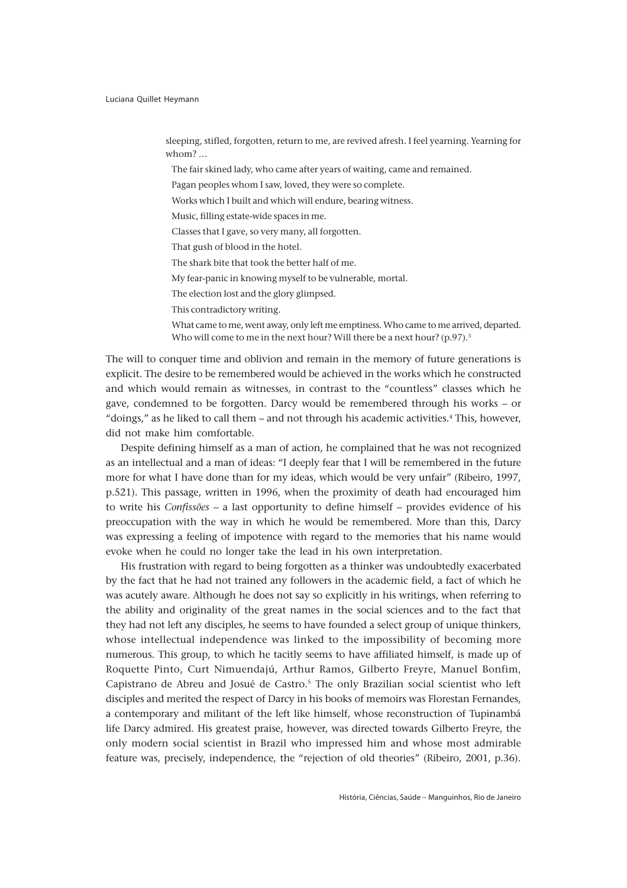> sleeping, stifled, forgotten, return to me, are revived afresh. I feel yearning. Yearning for whom? …
>
> The fair skined lady, who came after years of waiting, came and remained.
>
> Pagan peoples whom I saw, loved, they were so complete.
>
> Works which I built and which will endure, bearing witness.
>
> Music, filling estate-wide spaces in me.
>
> Classes that I gave, so very many, all forgotten.
>
> That gush of blood in the hotel.
>
> The shark bite that took the better half of me.
>
> My fear-panic in knowing myself to be vulnerable, mortal.
>
> The election lost and the glory glimpsed.
>
> This contradictory writing.
>
> What came to me, went away, only left me emptiness. Who came to me arrived, departed. Who will come to me in the next hour? Will there be a next hour? (p.97).[3]

The will to conquer time and oblivion and remain in the memory of future generations is explicit. The desire to be remembered would be achieved in the works which he constructed and which would remain as witnesses, in contrast to the "countless" classes which he gave, condemned to be forgotten. Darcy would be remembered through his works – or "doings," as he liked to call them – and not through his academic activities.[4] This, however, did not make him comfortable.

Despite defining himself as a man of action, he complained that he was not recognized as an intellectual and a man of ideas: "I deeply fear that I will be remembered in the future more for what I have done than for my ideas, which would be very unfair" (Ribeiro, 1997, p.521). This passage, written in 1996, when the proximity of death had encouraged him to write his *Confissões* – a last opportunity to define himself – provides evidence of his preoccupation with the way in which he would be remembered. More than this, Darcy was expressing a feeling of impotence with regard to the memories that his name would evoke when he could no longer take the lead in his own interpretation.

His frustration with regard to being forgotten as a thinker was undoubtedly exacerbated by the fact that he had not trained any followers in the academic field, a fact of which he was acutely aware. Although he does not say so explicitly in his writings, when referring to the ability and originality of the great names in the social sciences and to the fact that they had not left any disciples, he seems to have founded a select group of unique thinkers, whose intellectual independence was linked to the impossibility of becoming more numerous. This group, to which he tacitly seems to have affiliated himself, is made up of Roquette Pinto, Curt Nimuendajú, Arthur Ramos, Gilberto Freyre, Manuel Bonfim, Capistrano de Abreu and Josué de Castro.[5] The only Brazilian social scientist who left disciples and merited the respect of Darcy in his books of memoirs was Florestan Fernandes, a contemporary and militant of the left like himself, whose reconstruction of Tupinambá life Darcy admired. His greatest praise, however, was directed towards Gilberto Freyre, the only modern social scientist in Brazil who impressed him and whose most admirable feature was, precisely, independence, the "rejection of old theories" (Ribeiro, 2001, p.36).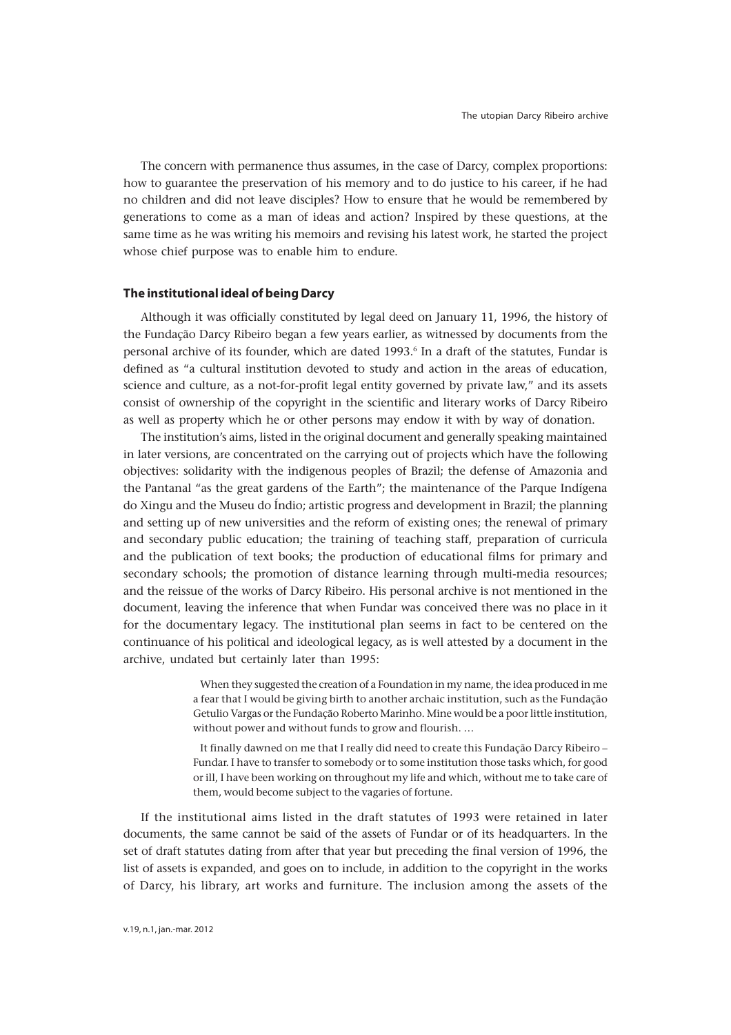The concern with permanence thus assumes, in the case of Darcy, complex proportions: how to guarantee the preservation of his memory and to do justice to his career, if he had no children and did not leave disciples? How to ensure that he would be remembered by generations to come as a man of ideas and action? Inspired by these questions, at the same time as he was writing his memoirs and revising his latest work, he started the project whose chief purpose was to enable him to endure.

## The institutional ideal of being Darcy

Although it was officially constituted by legal deed on January 11, 1996, the history of the Fundação Darcy Ribeiro began a few years earlier, as witnessed by documents from the personal archive of its founder, which are dated 1993.[6] In a draft of the statutes, Fundar is defined as "a cultural institution devoted to study and action in the areas of education, science and culture, as a not-for-profit legal entity governed by private law," and its assets consist of ownership of the copyright in the scientific and literary works of Darcy Ribeiro as well as property which he or other persons may endow it with by way of donation.

The institution's aims, listed in the original document and generally speaking maintained in later versions, are concentrated on the carrying out of projects which have the following objectives: solidarity with the indigenous peoples of Brazil; the defense of Amazonia and the Pantanal "as the great gardens of the Earth"; the maintenance of the Parque Indígena do Xingu and the Museu do Índio; artistic progress and development in Brazil; the planning and setting up of new universities and the reform of existing ones; the renewal of primary and secondary public education; the training of teaching staff, preparation of curricula and the publication of text books; the production of educational films for primary and secondary schools; the promotion of distance learning through multi-media resources; and the reissue of the works of Darcy Ribeiro. His personal archive is not mentioned in the document, leaving the inference that when Fundar was conceived there was no place in it for the documentary legacy. The institutional plan seems in fact to be centered on the continuance of his political and ideological legacy, as is well attested by a document in the archive, undated but certainly later than 1995:

> When they suggested the creation of a Foundation in my name, the idea produced in me a fear that I would be giving birth to another archaic institution, such as the Fundação Getulio Vargas or the Fundação Roberto Marinho. Mine would be a poor little institution, without power and without funds to grow and flourish. …
>
> It finally dawned on me that I really did need to create this Fundação Darcy Ribeiro – Fundar. I have to transfer to somebody or to some institution those tasks which, for good or ill, I have been working on throughout my life and which, without me to take care of them, would become subject to the vagaries of fortune.

If the institutional aims listed in the draft statutes of 1993 were retained in later documents, the same cannot be said of the assets of Fundar or of its headquarters. In the set of draft statutes dating from after that year but preceding the final version of 1996, the list of assets is expanded, and goes on to include, in addition to the copyright in the works of Darcy, his library, art works and furniture. The inclusion among the assets of the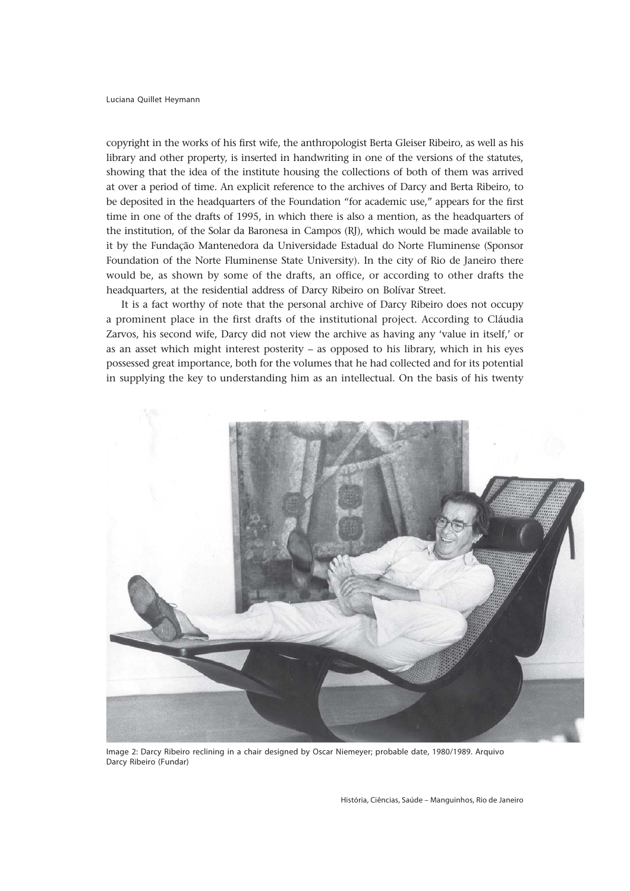copyright in the works of his first wife, the anthropologist Berta Gleiser Ribeiro, as well as his library and other property, is inserted in handwriting in one of the versions of the statutes, showing that the idea of the institute housing the collections of both of them was arrived at over a period of time. An explicit reference to the archives of Darcy and Berta Ribeiro, to be deposited in the headquarters of the Foundation "for academic use," appears for the first time in one of the drafts of 1995, in which there is also a mention, as the headquarters of the institution, of the Solar da Baronesa in Campos (RJ), which would be made available to it by the Fundação Mantenedora da Universidade Estadual do Norte Fluminense (Sponsor Foundation of the Norte Fluminense State University). In the city of Rio de Janeiro there would be, as shown by some of the drafts, an office, or according to other drafts the headquarters, at the residential address of Darcy Ribeiro on Bolívar Street.

It is a fact worthy of note that the personal archive of Darcy Ribeiro does not occupy a prominent place in the first drafts of the institutional project. According to Cláudia Zarvos, his second wife, Darcy did not view the archive as having any 'value in itself,' or as an asset which might interest posterity – as opposed to his library, which in his eyes possessed great importance, both for the volumes that he had collected and for its potential in supplying the key to understanding him as an intellectual. On the basis of his twenty

Image 2: Darcy Ribeiro reclining in a chair designed by Oscar Niemeyer; probable date, 1980/1989. Arquivo Darcy Ribeiro (Fundar)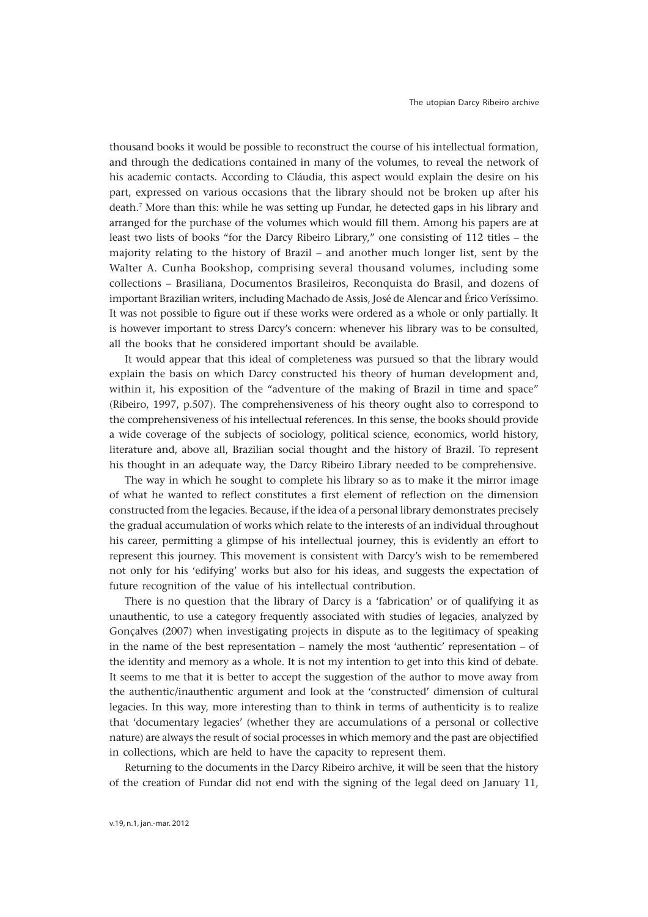thousand books it would be possible to reconstruct the course of his intellectual formation, and through the dedications contained in many of the volumes, to reveal the network of his academic contacts. According to Cláudia, this aspect would explain the desire on his part, expressed on various occasions that the library should not be broken up after his death.[7] More than this: while he was setting up Fundar, he detected gaps in his library and arranged for the purchase of the volumes which would fill them. Among his papers are at least two lists of books "for the Darcy Ribeiro Library," one consisting of 112 titles – the majority relating to the history of Brazil – and another much longer list, sent by the Walter A. Cunha Bookshop, comprising several thousand volumes, including some collections – Brasiliana, Documentos Brasileiros, Reconquista do Brasil, and dozens of important Brazilian writers, including Machado de Assis, José de Alencar and Érico Veríssimo. It was not possible to figure out if these works were ordered as a whole or only partially. It is however important to stress Darcy's concern: whenever his library was to be consulted, all the books that he considered important should be available.

It would appear that this ideal of completeness was pursued so that the library would explain the basis on which Darcy constructed his theory of human development and, within it, his exposition of the "adventure of the making of Brazil in time and space" (Ribeiro, 1997, p.507). The comprehensiveness of his theory ought also to correspond to the comprehensiveness of his intellectual references. In this sense, the books should provide a wide coverage of the subjects of sociology, political science, economics, world history, literature and, above all, Brazilian social thought and the history of Brazil. To represent his thought in an adequate way, the Darcy Ribeiro Library needed to be comprehensive.

The way in which he sought to complete his library so as to make it the mirror image of what he wanted to reflect constitutes a first element of reflection on the dimension constructed from the legacies. Because, if the idea of a personal library demonstrates precisely the gradual accumulation of works which relate to the interests of an individual throughout his career, permitting a glimpse of his intellectual journey, this is evidently an effort to represent this journey. This movement is consistent with Darcy's wish to be remembered not only for his 'edifying' works but also for his ideas, and suggests the expectation of future recognition of the value of his intellectual contribution.

There is no question that the library of Darcy is a 'fabrication' or of qualifying it as unauthentic, to use a category frequently associated with studies of legacies, analyzed by Gonçalves (2007) when investigating projects in dispute as to the legitimacy of speaking in the name of the best representation – namely the most 'authentic' representation – of the identity and memory as a whole. It is not my intention to get into this kind of debate. It seems to me that it is better to accept the suggestion of the author to move away from the authentic/inauthentic argument and look at the 'constructed' dimension of cultural legacies. In this way, more interesting than to think in terms of authenticity is to realize that 'documentary legacies' (whether they are accumulations of a personal or collective nature) are always the result of social processes in which memory and the past are objectified in collections, which are held to have the capacity to represent them.

Returning to the documents in the Darcy Ribeiro archive, it will be seen that the history of the creation of Fundar did not end with the signing of the legal deed on January 11,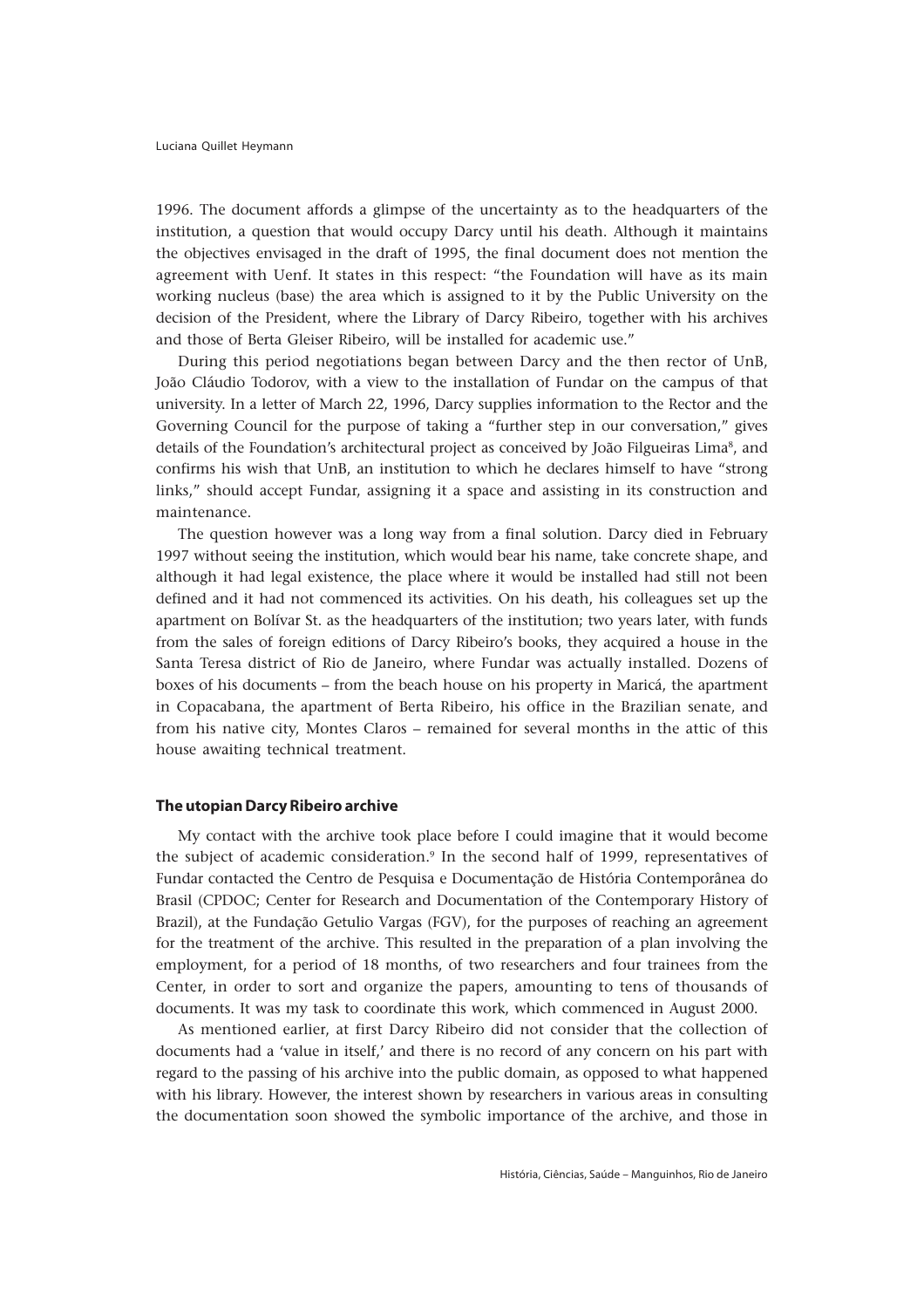1996. The document affords a glimpse of the uncertainty as to the headquarters of the institution, a question that would occupy Darcy until his death. Although it maintains the objectives envisaged in the draft of 1995, the final document does not mention the agreement with Uenf. It states in this respect: "the Foundation will have as its main working nucleus (base) the area which is assigned to it by the Public University on the decision of the President, where the Library of Darcy Ribeiro, together with his archives and those of Berta Gleiser Ribeiro, will be installed for academic use."

During this period negotiations began between Darcy and the then rector of UnB, João Cláudio Todorov, with a view to the installation of Fundar on the campus of that university. In a letter of March 22, 1996, Darcy supplies information to the Rector and the Governing Council for the purpose of taking a "further step in our conversation," gives details of the Foundation's architectural project as conceived by João Filgueiras Lima[8], and confirms his wish that UnB, an institution to which he declares himself to have "strong links," should accept Fundar, assigning it a space and assisting in its construction and maintenance.

The question however was a long way from a final solution. Darcy died in February 1997 without seeing the institution, which would bear his name, take concrete shape, and although it had legal existence, the place where it would be installed had still not been defined and it had not commenced its activities. On his death, his colleagues set up the apartment on Bolívar St. as the headquarters of the institution; two years later, with funds from the sales of foreign editions of Darcy Ribeiro's books, they acquired a house in the Santa Teresa district of Rio de Janeiro, where Fundar was actually installed. Dozens of boxes of his documents – from the beach house on his property in Maricá, the apartment in Copacabana, the apartment of Berta Ribeiro, his office in the Brazilian senate, and from his native city, Montes Claros – remained for several months in the attic of this house awaiting technical treatment.

### The utopian Darcy Ribeiro archive

My contact with the archive took place before I could imagine that it would become the subject of academic consideration.[9] In the second half of 1999, representatives of Fundar contacted the Centro de Pesquisa e Documentação de História Contemporânea do Brasil (CPDOC; Center for Research and Documentation of the Contemporary History of Brazil), at the Fundação Getulio Vargas (FGV), for the purposes of reaching an agreement for the treatment of the archive. This resulted in the preparation of a plan involving the employment, for a period of 18 months, of two researchers and four trainees from the Center, in order to sort and organize the papers, amounting to tens of thousands of documents. It was my task to coordinate this work, which commenced in August 2000.

As mentioned earlier, at first Darcy Ribeiro did not consider that the collection of documents had a 'value in itself,' and there is no record of any concern on his part with regard to the passing of his archive into the public domain, as opposed to what happened with his library. However, the interest shown by researchers in various areas in consulting the documentation soon showed the symbolic importance of the archive, and those in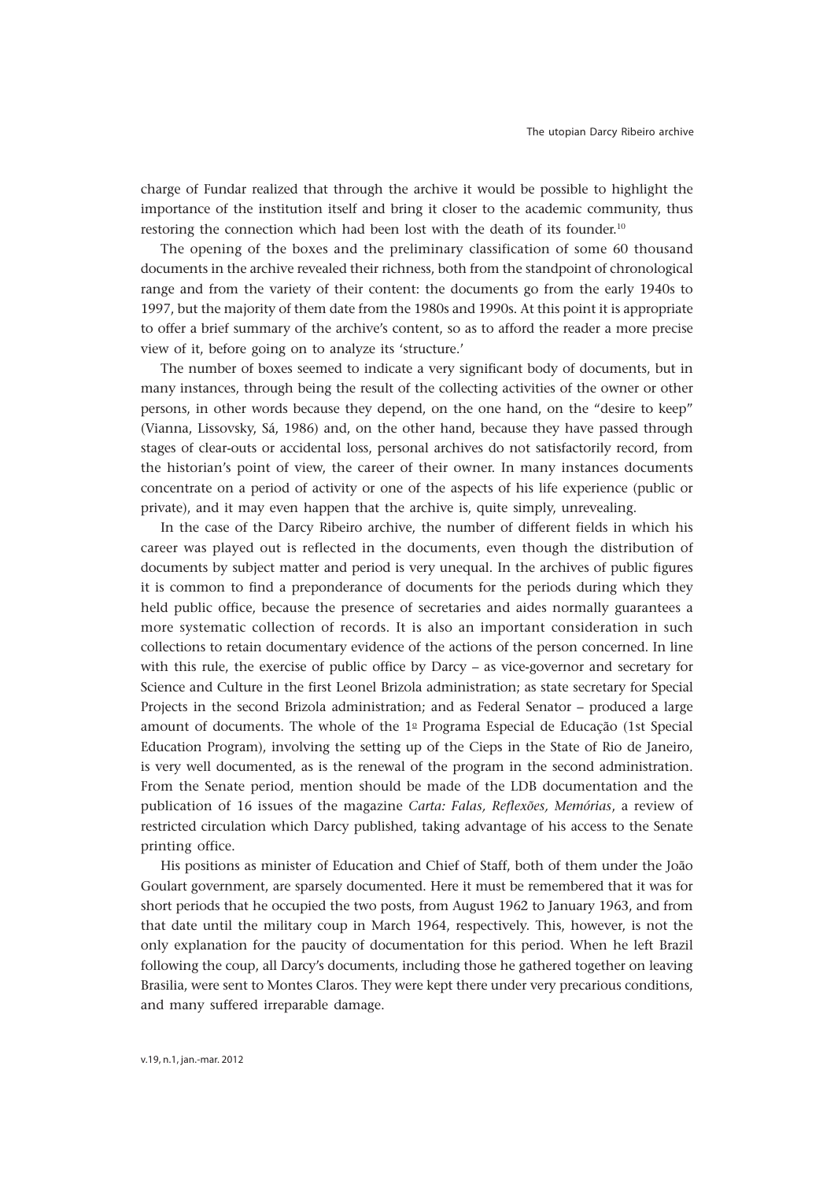charge of Fundar realized that through the archive it would be possible to highlight the importance of the institution itself and bring it closer to the academic community, thus restoring the connection which had been lost with the death of its founder.[10]

The opening of the boxes and the preliminary classification of some 60 thousand documents in the archive revealed their richness, both from the standpoint of chronological range and from the variety of their content: the documents go from the early 1940s to 1997, but the majority of them date from the 1980s and 1990s. At this point it is appropriate to offer a brief summary of the archive's content, so as to afford the reader a more precise view of it, before going on to analyze its 'structure.'

The number of boxes seemed to indicate a very significant body of documents, but in many instances, through being the result of the collecting activities of the owner or other persons, in other words because they depend, on the one hand, on the "desire to keep" (Vianna, Lissovsky, Sá, 1986) and, on the other hand, because they have passed through stages of clear-outs or accidental loss, personal archives do not satisfactorily record, from the historian's point of view, the career of their owner. In many instances documents concentrate on a period of activity or one of the aspects of his life experience (public or private), and it may even happen that the archive is, quite simply, unrevealing.

In the case of the Darcy Ribeiro archive, the number of different fields in which his career was played out is reflected in the documents, even though the distribution of documents by subject matter and period is very unequal. In the archives of public figures it is common to find a preponderance of documents for the periods during which they held public office, because the presence of secretaries and aides normally guarantees a more systematic collection of records. It is also an important consideration in such collections to retain documentary evidence of the actions of the person concerned. In line with this rule, the exercise of public office by Darcy – as vice-governor and secretary for Science and Culture in the first Leonel Brizola administration; as state secretary for Special Projects in the second Brizola administration; and as Federal Senator – produced a large amount of documents. The whole of the 1º Programa Especial de Educação (1st Special Education Program), involving the setting up of the Cieps in the State of Rio de Janeiro, is very well documented, as is the renewal of the program in the second administration. From the Senate period, mention should be made of the LDB documentation and the publication of 16 issues of the magazine *Carta: Falas, Reflexões, Memórias*, a review of restricted circulation which Darcy published, taking advantage of his access to the Senate printing office.

His positions as minister of Education and Chief of Staff, both of them under the João Goulart government, are sparsely documented. Here it must be remembered that it was for short periods that he occupied the two posts, from August 1962 to January 1963, and from that date until the military coup in March 1964, respectively. This, however, is not the only explanation for the paucity of documentation for this period. When he left Brazil following the coup, all Darcy's documents, including those he gathered together on leaving Brasilia, were sent to Montes Claros. They were kept there under very precarious conditions, and many suffered irreparable damage.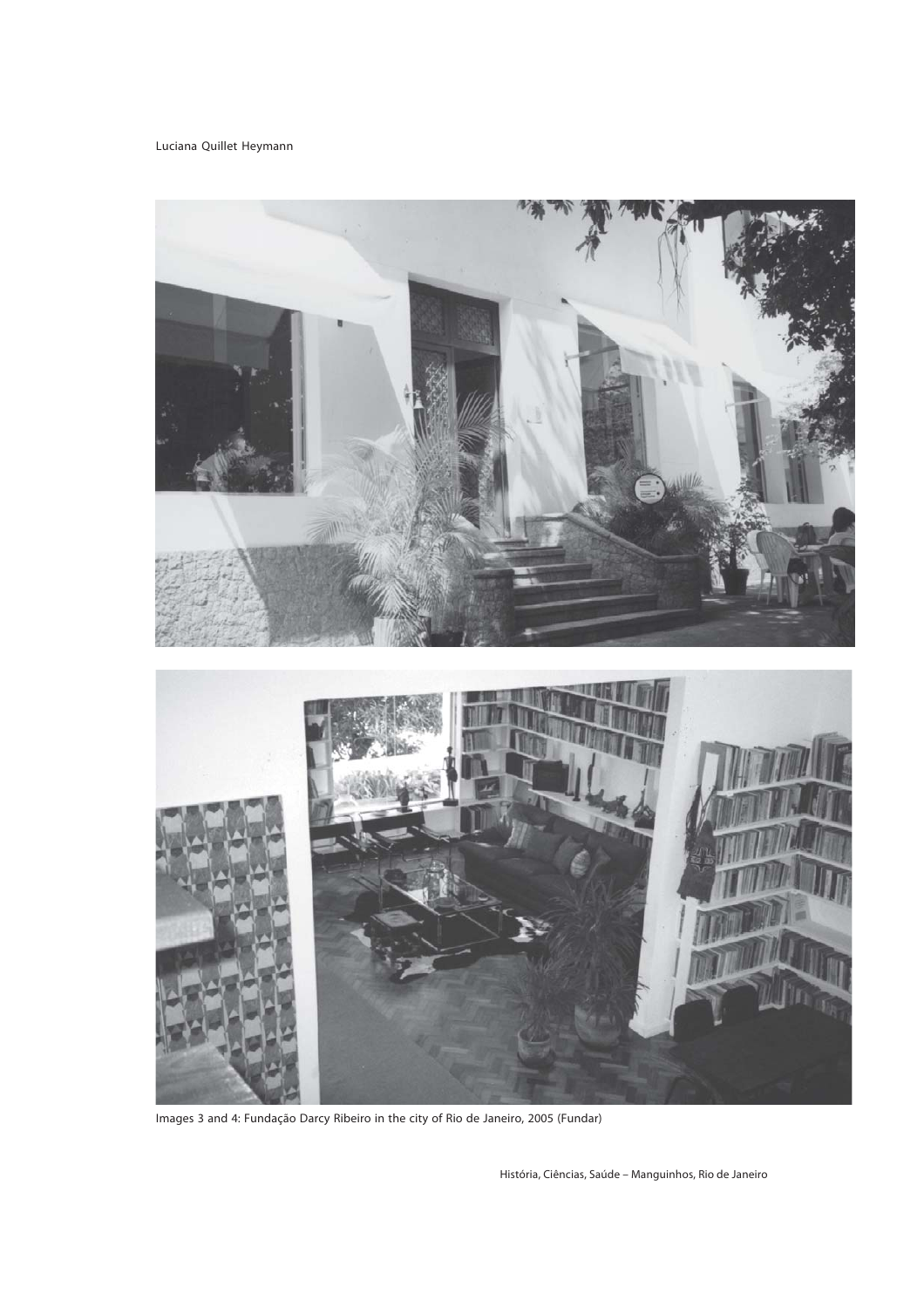Images 3 and 4: Fundação Darcy Ribeiro in the city of Rio de Janeiro, 2005 (Fundar)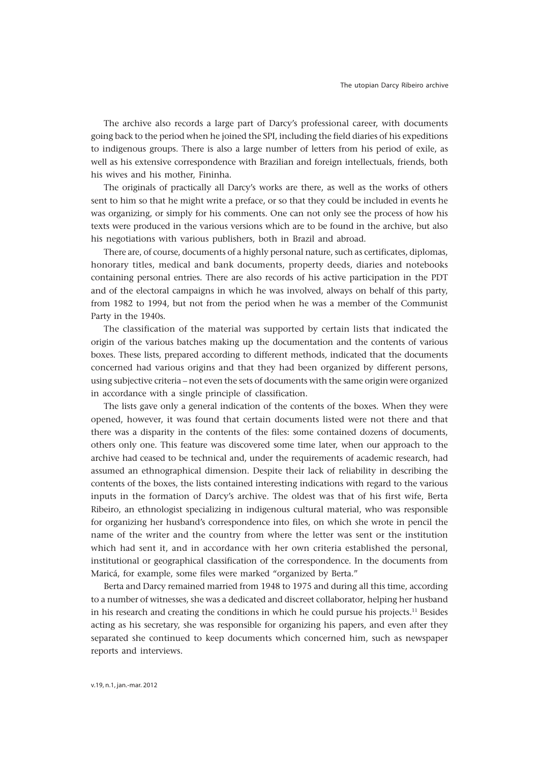The archive also records a large part of Darcy's professional career, with documents going back to the period when he joined the SPI, including the field diaries of his expeditions to indigenous groups. There is also a large number of letters from his period of exile, as well as his extensive correspondence with Brazilian and foreign intellectuals, friends, both his wives and his mother, Fininha.

The originals of practically all Darcy's works are there, as well as the works of others sent to him so that he might write a preface, or so that they could be included in events he was organizing, or simply for his comments. One can not only see the process of how his texts were produced in the various versions which are to be found in the archive, but also his negotiations with various publishers, both in Brazil and abroad.

There are, of course, documents of a highly personal nature, such as certificates, diplomas, honorary titles, medical and bank documents, property deeds, diaries and notebooks containing personal entries. There are also records of his active participation in the PDT and of the electoral campaigns in which he was involved, always on behalf of this party, from 1982 to 1994, but not from the period when he was a member of the Communist Party in the 1940s.

The classification of the material was supported by certain lists that indicated the origin of the various batches making up the documentation and the contents of various boxes. These lists, prepared according to different methods, indicated that the documents concerned had various origins and that they had been organized by different persons, using subjective criteria – not even the sets of documents with the same origin were organized in accordance with a single principle of classification.

The lists gave only a general indication of the contents of the boxes. When they were opened, however, it was found that certain documents listed were not there and that there was a disparity in the contents of the files: some contained dozens of documents, others only one. This feature was discovered some time later, when our approach to the archive had ceased to be technical and, under the requirements of academic research, had assumed an ethnographical dimension. Despite their lack of reliability in describing the contents of the boxes, the lists contained interesting indications with regard to the various inputs in the formation of Darcy's archive. The oldest was that of his first wife, Berta Ribeiro, an ethnologist specializing in indigenous cultural material, who was responsible for organizing her husband's correspondence into files, on which she wrote in pencil the name of the writer and the country from where the letter was sent or the institution which had sent it, and in accordance with her own criteria established the personal, institutional or geographical classification of the correspondence. In the documents from Maricá, for example, some files were marked "organized by Berta."

Berta and Darcy remained married from 1948 to 1975 and during all this time, according to a number of witnesses, she was a dedicated and discreet collaborator, helping her husband in his research and creating the conditions in which he could pursue his projects.[11] Besides acting as his secretary, she was responsible for organizing his papers, and even after they separated she continued to keep documents which concerned him, such as newspaper reports and interviews.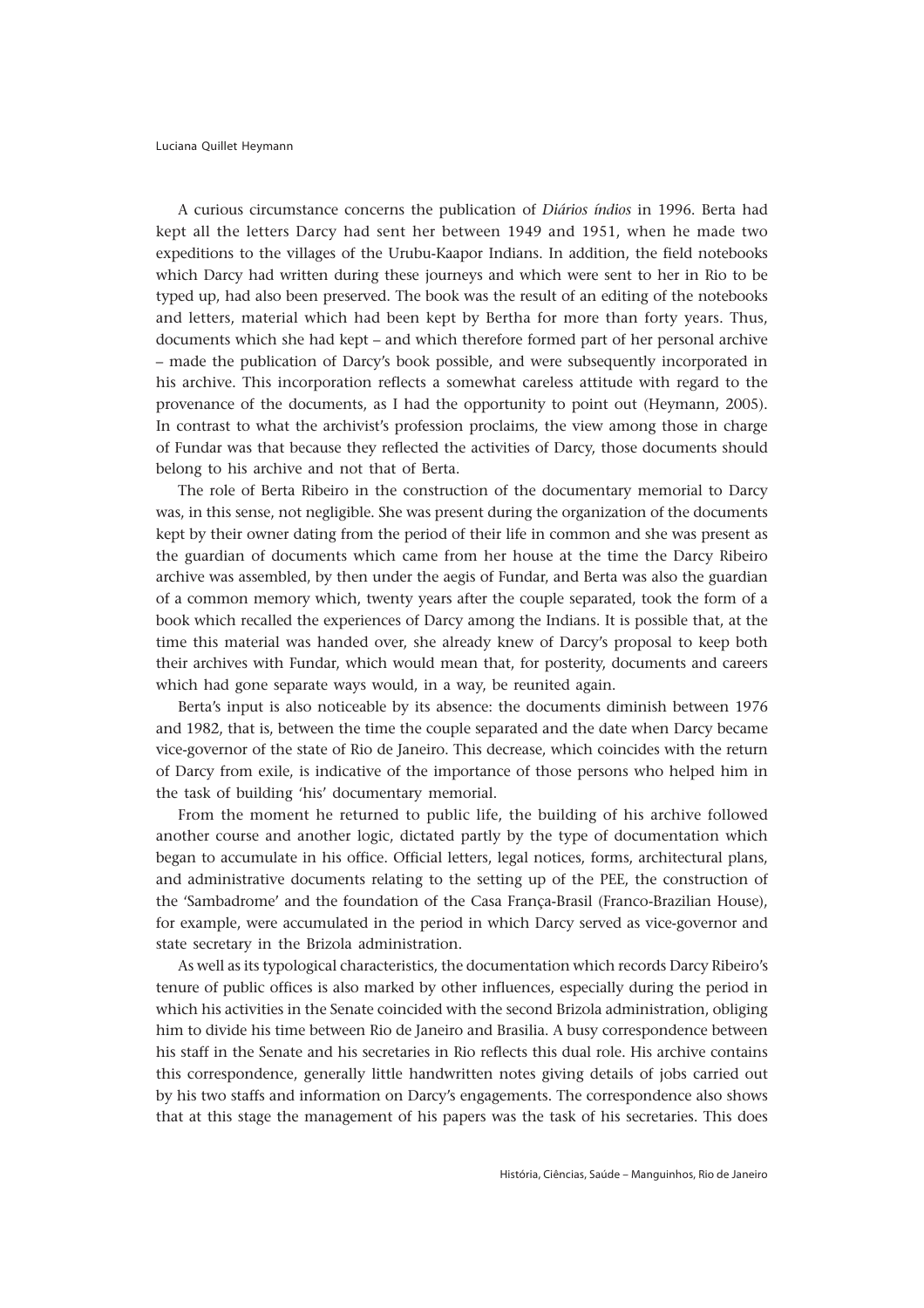A curious circumstance concerns the publication of *Diários índios* in 1996. Berta had kept all the letters Darcy had sent her between 1949 and 1951, when he made two expeditions to the villages of the Urubu-Kaapor Indians. In addition, the field notebooks which Darcy had written during these journeys and which were sent to her in Rio to be typed up, had also been preserved. The book was the result of an editing of the notebooks and letters, material which had been kept by Bertha for more than forty years. Thus, documents which she had kept – and which therefore formed part of her personal archive – made the publication of Darcy's book possible, and were subsequently incorporated in his archive. This incorporation reflects a somewhat careless attitude with regard to the provenance of the documents, as I had the opportunity to point out (Heymann, 2005). In contrast to what the archivist's profession proclaims, the view among those in charge of Fundar was that because they reflected the activities of Darcy, those documents should belong to his archive and not that of Berta.

The role of Berta Ribeiro in the construction of the documentary memorial to Darcy was, in this sense, not negligible. She was present during the organization of the documents kept by their owner dating from the period of their life in common and she was present as the guardian of documents which came from her house at the time the Darcy Ribeiro archive was assembled, by then under the aegis of Fundar, and Berta was also the guardian of a common memory which, twenty years after the couple separated, took the form of a book which recalled the experiences of Darcy among the Indians. It is possible that, at the time this material was handed over, she already knew of Darcy's proposal to keep both their archives with Fundar, which would mean that, for posterity, documents and careers which had gone separate ways would, in a way, be reunited again.

Berta's input is also noticeable by its absence: the documents diminish between 1976 and 1982, that is, between the time the couple separated and the date when Darcy became vice-governor of the state of Rio de Janeiro. This decrease, which coincides with the return of Darcy from exile, is indicative of the importance of those persons who helped him in the task of building 'his' documentary memorial.

From the moment he returned to public life, the building of his archive followed another course and another logic, dictated partly by the type of documentation which began to accumulate in his office. Official letters, legal notices, forms, architectural plans, and administrative documents relating to the setting up of the PEE, the construction of the 'Sambadrome' and the foundation of the Casa França-Brasil (Franco-Brazilian House), for example, were accumulated in the period in which Darcy served as vice-governor and state secretary in the Brizola administration.

As well as its typological characteristics, the documentation which records Darcy Ribeiro's tenure of public offices is also marked by other influences, especially during the period in which his activities in the Senate coincided with the second Brizola administration, obliging him to divide his time between Rio de Janeiro and Brasilia. A busy correspondence between his staff in the Senate and his secretaries in Rio reflects this dual role. His archive contains this correspondence, generally little handwritten notes giving details of jobs carried out by his two staffs and information on Darcy's engagements. The correspondence also shows that at this stage the management of his papers was the task of his secretaries. This does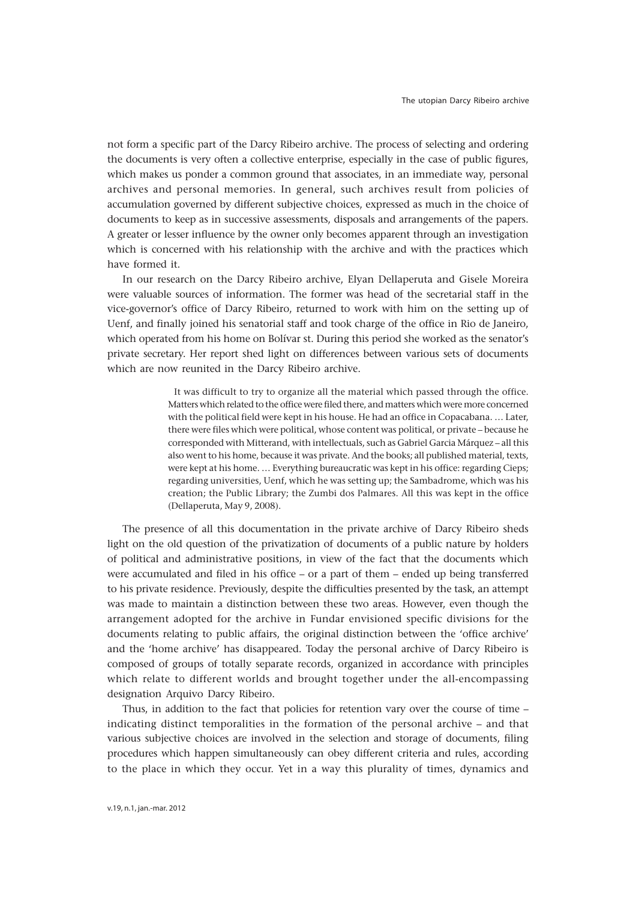not form a specific part of the Darcy Ribeiro archive. The process of selecting and ordering the documents is very often a collective enterprise, especially in the case of public figures, which makes us ponder a common ground that associates, in an immediate way, personal archives and personal memories. In general, such archives result from policies of accumulation governed by different subjective choices, expressed as much in the choice of documents to keep as in successive assessments, disposals and arrangements of the papers. A greater or lesser influence by the owner only becomes apparent through an investigation which is concerned with his relationship with the archive and with the practices which have formed it.

In our research on the Darcy Ribeiro archive, Elyan Dellaperuta and Gisele Moreira were valuable sources of information. The former was head of the secretarial staff in the vice-governor's office of Darcy Ribeiro, returned to work with him on the setting up of Uenf, and finally joined his senatorial staff and took charge of the office in Rio de Janeiro, which operated from his home on Bolívar st. During this period she worked as the senator's private secretary. Her report shed light on differences between various sets of documents which are now reunited in the Darcy Ribeiro archive.

> It was difficult to try to organize all the material which passed through the office. Matters which related to the office were filed there, and matters which were more concerned with the political field were kept in his house. He had an office in Copacabana. … Later, there were files which were political, whose content was political, or private – because he corresponded with Mitterand, with intellectuals, such as Gabriel Garcia Márquez – all this also went to his home, because it was private. And the books; all published material, texts, were kept at his home. … Everything bureaucratic was kept in his office: regarding Cieps; regarding universities, Uenf, which he was setting up; the Sambadrome, which was his creation; the Public Library; the Zumbi dos Palmares. All this was kept in the office (Dellaperuta, May 9, 2008).

The presence of all this documentation in the private archive of Darcy Ribeiro sheds light on the old question of the privatization of documents of a public nature by holders of political and administrative positions, in view of the fact that the documents which were accumulated and filed in his office – or a part of them – ended up being transferred to his private residence. Previously, despite the difficulties presented by the task, an attempt was made to maintain a distinction between these two areas. However, even though the arrangement adopted for the archive in Fundar envisioned specific divisions for the documents relating to public affairs, the original distinction between the 'office archive' and the 'home archive' has disappeared. Today the personal archive of Darcy Ribeiro is composed of groups of totally separate records, organized in accordance with principles which relate to different worlds and brought together under the all-encompassing designation Arquivo Darcy Ribeiro.

Thus, in addition to the fact that policies for retention vary over the course of time – indicating distinct temporalities in the formation of the personal archive – and that various subjective choices are involved in the selection and storage of documents, filing procedures which happen simultaneously can obey different criteria and rules, according to the place in which they occur. Yet in a way this plurality of times, dynamics and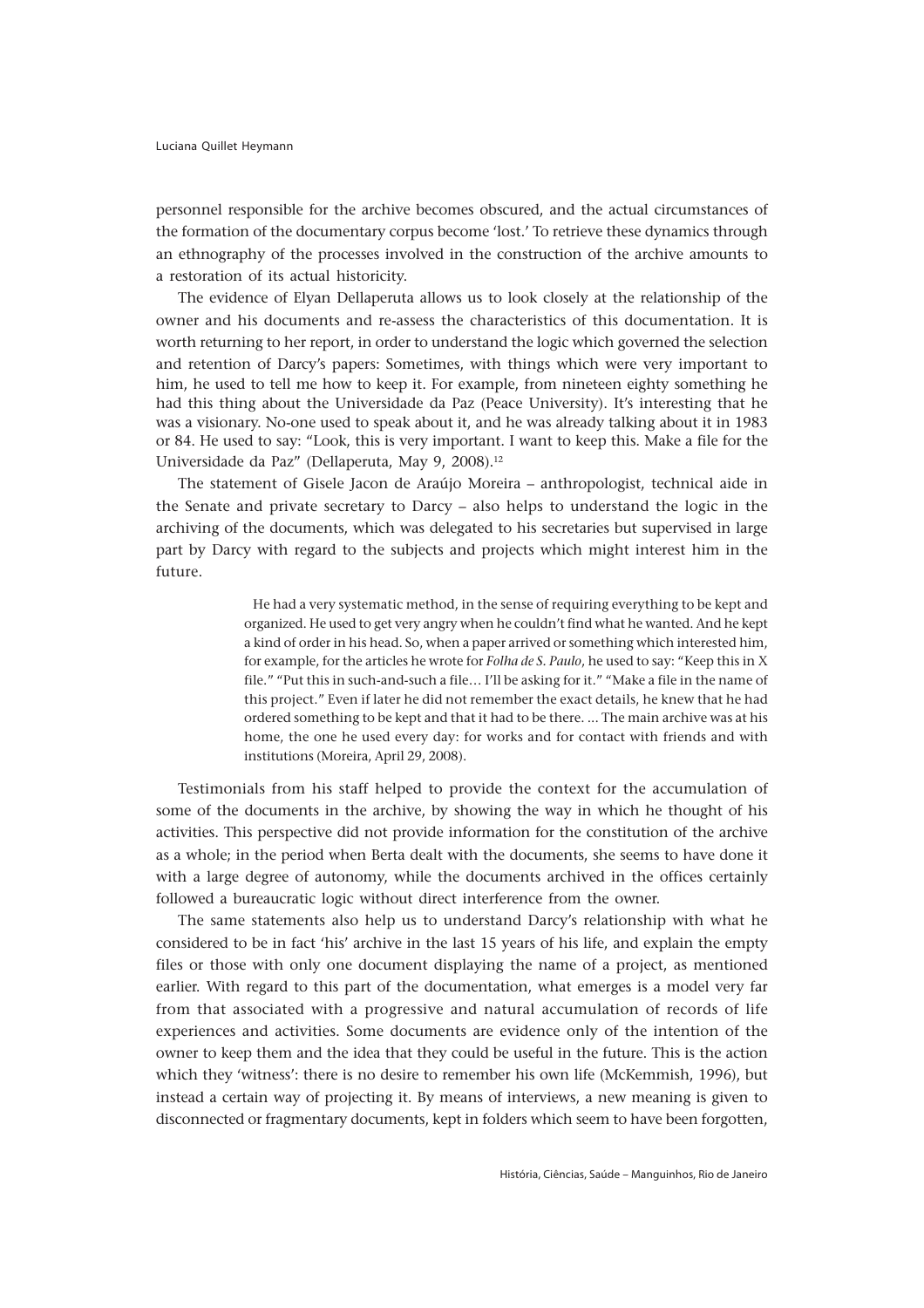personnel responsible for the archive becomes obscured, and the actual circumstances of the formation of the documentary corpus become 'lost.' To retrieve these dynamics through an ethnography of the processes involved in the construction of the archive amounts to a restoration of its actual historicity.

The evidence of Elyan Dellaperuta allows us to look closely at the relationship of the owner and his documents and re-assess the characteristics of this documentation. It is worth returning to her report, in order to understand the logic which governed the selection and retention of Darcy's papers: Sometimes, with things which were very important to him, he used to tell me how to keep it. For example, from nineteen eighty something he had this thing about the Universidade da Paz (Peace University). It's interesting that he was a visionary. No-one used to speak about it, and he was already talking about it in 1983 or 84. He used to say: "Look, this is very important. I want to keep this. Make a file for the Universidade da Paz" (Dellaperuta, May 9, 2008).[12]

The statement of Gisele Jacon de Araújo Moreira – anthropologist, technical aide in the Senate and private secretary to Darcy – also helps to understand the logic in the archiving of the documents, which was delegated to his secretaries but supervised in large part by Darcy with regard to the subjects and projects which might interest him in the future.

> He had a very systematic method, in the sense of requiring everything to be kept and organized. He used to get very angry when he couldn't find what he wanted. And he kept a kind of order in his head. So, when a paper arrived or something which interested him, for example, for the articles he wrote for *Folha de S. Paulo*, he used to say: "Keep this in X file." "Put this in such-and-such a file… I'll be asking for it." "Make a file in the name of this project." Even if later he did not remember the exact details, he knew that he had ordered something to be kept and that it had to be there. ... The main archive was at his home, the one he used every day: for works and for contact with friends and with institutions (Moreira, April 29, 2008).

Testimonials from his staff helped to provide the context for the accumulation of some of the documents in the archive, by showing the way in which he thought of his activities. This perspective did not provide information for the constitution of the archive as a whole; in the period when Berta dealt with the documents, she seems to have done it with a large degree of autonomy, while the documents archived in the offices certainly followed a bureaucratic logic without direct interference from the owner.

The same statements also help us to understand Darcy's relationship with what he considered to be in fact 'his' archive in the last 15 years of his life, and explain the empty files or those with only one document displaying the name of a project, as mentioned earlier. With regard to this part of the documentation, what emerges is a model very far from that associated with a progressive and natural accumulation of records of life experiences and activities. Some documents are evidence only of the intention of the owner to keep them and the idea that they could be useful in the future. This is the action which they 'witness': there is no desire to remember his own life (McKemmish, 1996), but instead a certain way of projecting it. By means of interviews, a new meaning is given to disconnected or fragmentary documents, kept in folders which seem to have been forgotten,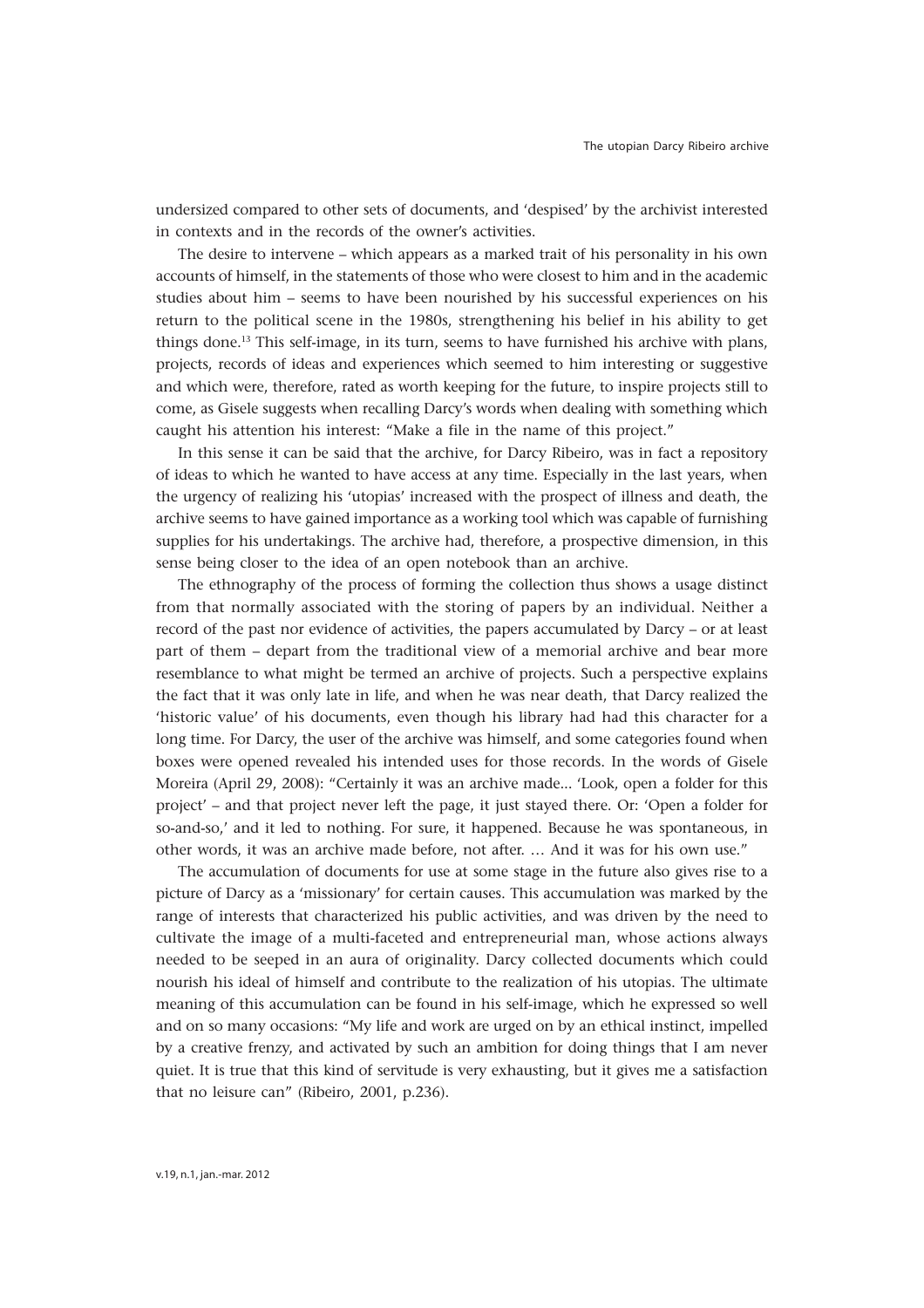undersized compared to other sets of documents, and 'despised' by the archivist interested in contexts and in the records of the owner's activities.

The desire to intervene – which appears as a marked trait of his personality in his own accounts of himself, in the statements of those who were closest to him and in the academic studies about him – seems to have been nourished by his successful experiences on his return to the political scene in the 1980s, strengthening his belief in his ability to get things done.[13] This self-image, in its turn, seems to have furnished his archive with plans, projects, records of ideas and experiences which seemed to him interesting or suggestive and which were, therefore, rated as worth keeping for the future, to inspire projects still to come, as Gisele suggests when recalling Darcy's words when dealing with something which caught his attention his interest: "Make a file in the name of this project."

In this sense it can be said that the archive, for Darcy Ribeiro, was in fact a repository of ideas to which he wanted to have access at any time. Especially in the last years, when the urgency of realizing his 'utopias' increased with the prospect of illness and death, the archive seems to have gained importance as a working tool which was capable of furnishing supplies for his undertakings. The archive had, therefore, a prospective dimension, in this sense being closer to the idea of an open notebook than an archive.

The ethnography of the process of forming the collection thus shows a usage distinct from that normally associated with the storing of papers by an individual. Neither a record of the past nor evidence of activities, the papers accumulated by Darcy – or at least part of them – depart from the traditional view of a memorial archive and bear more resemblance to what might be termed an archive of projects. Such a perspective explains the fact that it was only late in life, and when he was near death, that Darcy realized the 'historic value' of his documents, even though his library had had this character for a long time. For Darcy, the user of the archive was himself, and some categories found when boxes were opened revealed his intended uses for those records. In the words of Gisele Moreira (April 29, 2008): "Certainly it was an archive made... 'Look, open a folder for this project' – and that project never left the page, it just stayed there. Or: 'Open a folder for so-and-so,' and it led to nothing. For sure, it happened. Because he was spontaneous, in other words, it was an archive made before, not after. … And it was for his own use."

The accumulation of documents for use at some stage in the future also gives rise to a picture of Darcy as a 'missionary' for certain causes. This accumulation was marked by the range of interests that characterized his public activities, and was driven by the need to cultivate the image of a multi-faceted and entrepreneurial man, whose actions always needed to be seeped in an aura of originality. Darcy collected documents which could nourish his ideal of himself and contribute to the realization of his utopias. The ultimate meaning of this accumulation can be found in his self-image, which he expressed so well and on so many occasions: "My life and work are urged on by an ethical instinct, impelled by a creative frenzy, and activated by such an ambition for doing things that I am never quiet. It is true that this kind of servitude is very exhausting, but it gives me a satisfaction that no leisure can" (Ribeiro, 2001, p.236).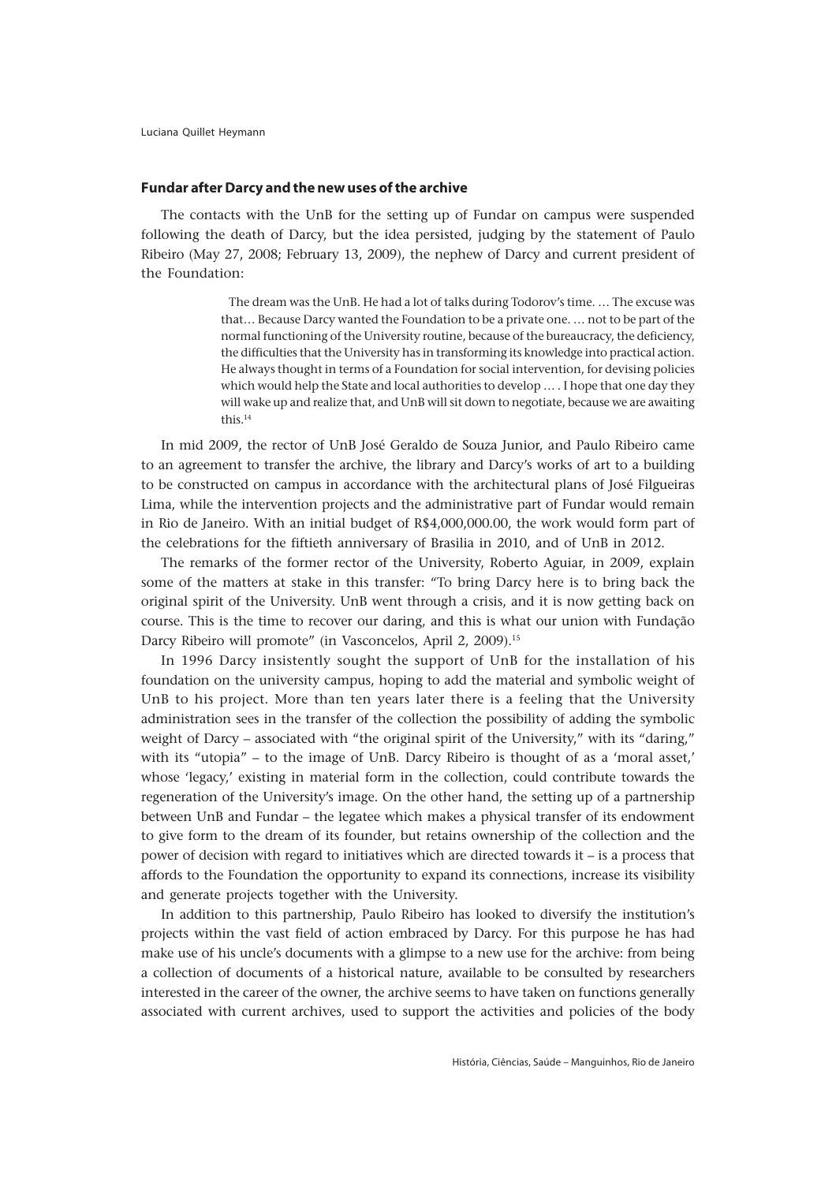### Fundar after Darcy and the new uses of the archive

The contacts with the UnB for the setting up of Fundar on campus were suspended following the death of Darcy, but the idea persisted, judging by the statement of Paulo Ribeiro (May 27, 2008; February 13, 2009), the nephew of Darcy and current president of the Foundation:

> The dream was the UnB. He had a lot of talks during Todorov's time. … The excuse was that… Because Darcy wanted the Foundation to be a private one. … not to be part of the normal functioning of the University routine, because of the bureaucracy, the deficiency, the difficulties that the University has in transforming its knowledge into practical action. He always thought in terms of a Foundation for social intervention, for devising policies which would help the State and local authorities to develop … . I hope that one day they will wake up and realize that, and UnB will sit down to negotiate, because we are awaiting this.[14]

In mid 2009, the rector of UnB José Geraldo de Souza Junior, and Paulo Ribeiro came to an agreement to transfer the archive, the library and Darcy's works of art to a building to be constructed on campus in accordance with the architectural plans of José Filgueiras Lima, while the intervention projects and the administrative part of Fundar would remain in Rio de Janeiro. With an initial budget of R$4,000,000.00, the work would form part of the celebrations for the fiftieth anniversary of Brasilia in 2010, and of UnB in 2012.

The remarks of the former rector of the University, Roberto Aguiar, in 2009, explain some of the matters at stake in this transfer: "To bring Darcy here is to bring back the original spirit of the University. UnB went through a crisis, and it is now getting back on course. This is the time to recover our daring, and this is what our union with Fundação Darcy Ribeiro will promote" (in Vasconcelos, April 2, 2009).[15]

In 1996 Darcy insistently sought the support of UnB for the installation of his foundation on the university campus, hoping to add the material and symbolic weight of UnB to his project. More than ten years later there is a feeling that the University administration sees in the transfer of the collection the possibility of adding the symbolic weight of Darcy – associated with "the original spirit of the University," with its "daring," with its "utopia" – to the image of UnB. Darcy Ribeiro is thought of as a 'moral asset,' whose 'legacy,' existing in material form in the collection, could contribute towards the regeneration of the University's image. On the other hand, the setting up of a partnership between UnB and Fundar – the legatee which makes a physical transfer of its endowment to give form to the dream of its founder, but retains ownership of the collection and the power of decision with regard to initiatives which are directed towards it – is a process that affords to the Foundation the opportunity to expand its connections, increase its visibility and generate projects together with the University.

In addition to this partnership, Paulo Ribeiro has looked to diversify the institution's projects within the vast field of action embraced by Darcy. For this purpose he has had make use of his uncle's documents with a glimpse to a new use for the archive: from being a collection of documents of a historical nature, available to be consulted by researchers interested in the career of the owner, the archive seems to have taken on functions generally associated with current archives, used to support the activities and policies of the body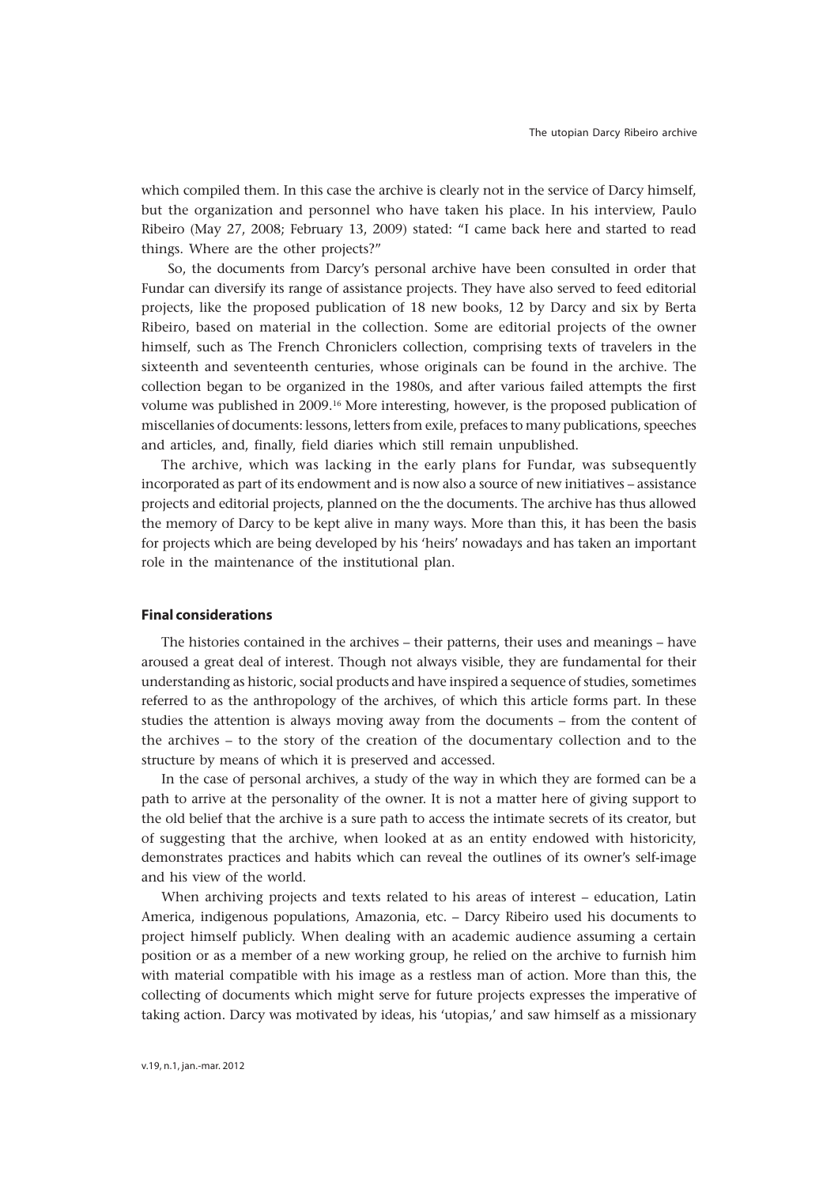which compiled them. In this case the archive is clearly not in the service of Darcy himself, but the organization and personnel who have taken his place. In his interview, Paulo Ribeiro (May 27, 2008; February 13, 2009) stated: "I came back here and started to read things. Where are the other projects?"

So, the documents from Darcy's personal archive have been consulted in order that Fundar can diversify its range of assistance projects. They have also served to feed editorial projects, like the proposed publication of 18 new books, 12 by Darcy and six by Berta Ribeiro, based on material in the collection. Some are editorial projects of the owner himself, such as The French Chroniclers collection, comprising texts of travelers in the sixteenth and seventeenth centuries, whose originals can be found in the archive. The collection began to be organized in the 1980s, and after various failed attempts the first volume was published in 2009.[16] More interesting, however, is the proposed publication of miscellanies of documents: lessons, letters from exile, prefaces to many publications, speeches and articles, and, finally, field diaries which still remain unpublished.

The archive, which was lacking in the early plans for Fundar, was subsequently incorporated as part of its endowment and is now also a source of new initiatives – assistance projects and editorial projects, planned on the the documents. The archive has thus allowed the memory of Darcy to be kept alive in many ways. More than this, it has been the basis for projects which are being developed by his 'heirs' nowadays and has taken an important role in the maintenance of the institutional plan.

## Final considerations

The histories contained in the archives – their patterns, their uses and meanings – have aroused a great deal of interest. Though not always visible, they are fundamental for their understanding as historic, social products and have inspired a sequence of studies, sometimes referred to as the anthropology of the archives, of which this article forms part. In these studies the attention is always moving away from the documents – from the content of the archives – to the story of the creation of the documentary collection and to the structure by means of which it is preserved and accessed.

In the case of personal archives, a study of the way in which they are formed can be a path to arrive at the personality of the owner. It is not a matter here of giving support to the old belief that the archive is a sure path to access the intimate secrets of its creator, but of suggesting that the archive, when looked at as an entity endowed with historicity, demonstrates practices and habits which can reveal the outlines of its owner's self-image and his view of the world.

When archiving projects and texts related to his areas of interest – education, Latin America, indigenous populations, Amazonia, etc. – Darcy Ribeiro used his documents to project himself publicly. When dealing with an academic audience assuming a certain position or as a member of a new working group, he relied on the archive to furnish him with material compatible with his image as a restless man of action. More than this, the collecting of documents which might serve for future projects expresses the imperative of taking action. Darcy was motivated by ideas, his 'utopias,' and saw himself as a missionary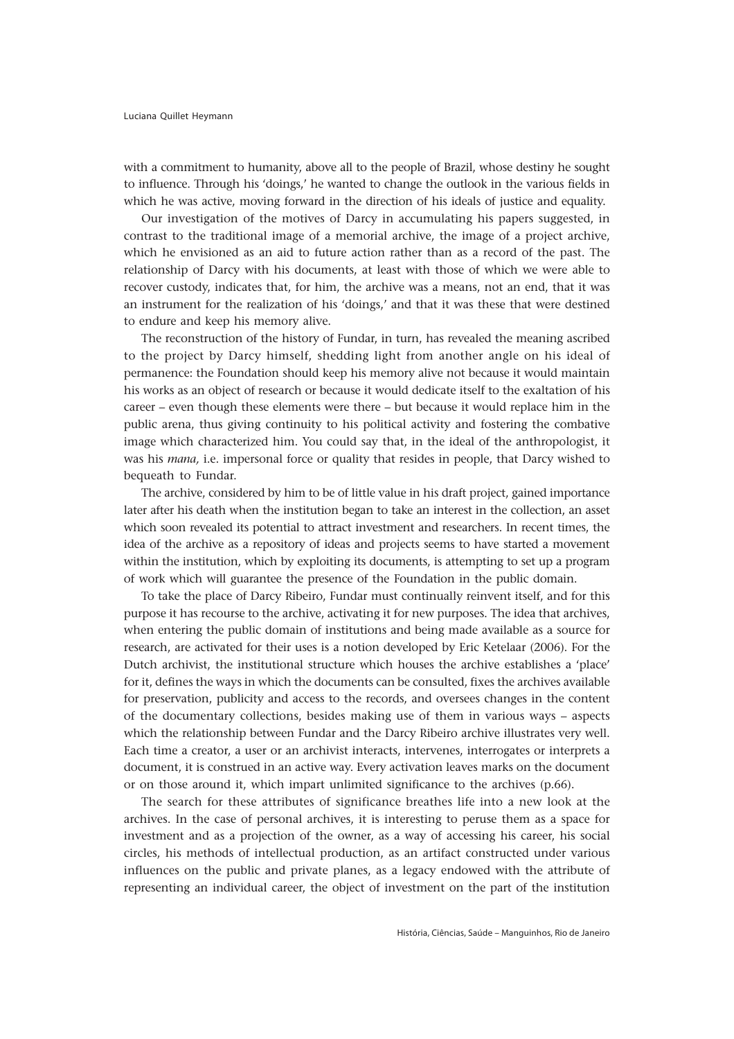with a commitment to humanity, above all to the people of Brazil, whose destiny he sought to influence. Through his 'doings,' he wanted to change the outlook in the various fields in which he was active, moving forward in the direction of his ideals of justice and equality.

Our investigation of the motives of Darcy in accumulating his papers suggested, in contrast to the traditional image of a memorial archive, the image of a project archive, which he envisioned as an aid to future action rather than as a record of the past. The relationship of Darcy with his documents, at least with those of which we were able to recover custody, indicates that, for him, the archive was a means, not an end, that it was an instrument for the realization of his 'doings,' and that it was these that were destined to endure and keep his memory alive.

The reconstruction of the history of Fundar, in turn, has revealed the meaning ascribed to the project by Darcy himself, shedding light from another angle on his ideal of permanence: the Foundation should keep his memory alive not because it would maintain his works as an object of research or because it would dedicate itself to the exaltation of his career – even though these elements were there – but because it would replace him in the public arena, thus giving continuity to his political activity and fostering the combative image which characterized him. You could say that, in the ideal of the anthropologist, it was his *mana,* i.e. impersonal force or quality that resides in people, that Darcy wished to bequeath to Fundar.

The archive, considered by him to be of little value in his draft project, gained importance later after his death when the institution began to take an interest in the collection, an asset which soon revealed its potential to attract investment and researchers. In recent times, the idea of the archive as a repository of ideas and projects seems to have started a movement within the institution, which by exploiting its documents, is attempting to set up a program of work which will guarantee the presence of the Foundation in the public domain.

To take the place of Darcy Ribeiro, Fundar must continually reinvent itself, and for this purpose it has recourse to the archive, activating it for new purposes. The idea that archives, when entering the public domain of institutions and being made available as a source for research, are activated for their uses is a notion developed by Eric Ketelaar (2006). For the Dutch archivist, the institutional structure which houses the archive establishes a 'place' for it, defines the ways in which the documents can be consulted, fixes the archives available for preservation, publicity and access to the records, and oversees changes in the content of the documentary collections, besides making use of them in various ways – aspects which the relationship between Fundar and the Darcy Ribeiro archive illustrates very well. Each time a creator, a user or an archivist interacts, intervenes, interrogates or interprets a document, it is construed in an active way. Every activation leaves marks on the document or on those around it, which impart unlimited significance to the archives (p.66).

The search for these attributes of significance breathes life into a new look at the archives. In the case of personal archives, it is interesting to peruse them as a space for investment and as a projection of the owner, as a way of accessing his career, his social circles, his methods of intellectual production, as an artifact constructed under various influences on the public and private planes, as a legacy endowed with the attribute of representing an individual career, the object of investment on the part of the institution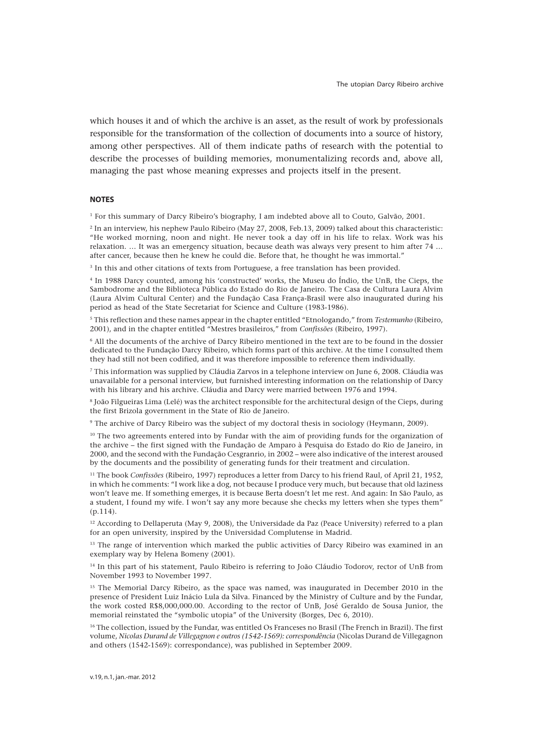which houses it and of which the archive is an asset, as the result of work by professionals responsible for the transformation of the collection of documents into a source of history, among other perspectives. All of them indicate paths of research with the potential to describe the processes of building memories, monumentalizing records and, above all, managing the past whose meaning expresses and projects itself in the present.

## NOTES

[1] For this summary of Darcy Ribeiro's biography, I am indebted above all to Couto, Galvão, 2001.

[2] In an interview, his nephew Paulo Ribeiro (May 27, 2008, Feb.13, 2009) talked about this characteristic: "He worked morning, noon and night. He never took a day off in his life to relax. Work was his relaxation. … It was an emergency situation, because death was always very present to him after 74 … after cancer, because then he knew he could die. Before that, he thought he was immortal."

[3] In this and other citations of texts from Portuguese, a free translation has been provided.

[4] In 1988 Darcy counted, among his 'constructed' works, the Museu do Índio, the UnB, the Cieps, the Sambodrome and the Biblioteca Pública do Estado do Rio de Janeiro. The Casa de Cultura Laura Alvim (Laura Alvim Cultural Center) and the Fundação Casa França-Brasil were also inaugurated during his period as head of the State Secretariat for Science and Culture (1983-1986).

[5] This reflection and these names appear in the chapter entitled "Etnologando," from *Testemunho* (Ribeiro, 2001), and in the chapter entitled "Mestres brasileiros," from *Confissões* (Ribeiro, 1997).

[6] All the documents of the archive of Darcy Ribeiro mentioned in the text are to be found in the dossier dedicated to the Fundação Darcy Ribeiro, which forms part of this archive. At the time I consulted them they had still not been codified, and it was therefore impossible to reference them individually.

[7] This information was supplied by Cláudia Zarvos in a telephone interview on June 6, 2008. Cláudia was unavailable for a personal interview, but furnished interesting information on the relationship of Darcy with his library and his archive. Cláudia and Darcy were married between 1976 and 1994.

[8] João Filgueiras Lima (Lelé) was the architect responsible for the architectural design of the Cieps, during the first Brizola government in the State of Rio de Janeiro.

[9] The archive of Darcy Ribeiro was the subject of my doctoral thesis in sociology (Heymann, 2009).

[10] The two agreements entered into by Fundar with the aim of providing funds for the organization of the archive – the first signed with the Fundação de Amparo à Pesquisa do Estado do Rio de Janeiro, in 2000, and the second with the Fundação Cesgranrio, in 2002 – were also indicative of the interest aroused by the documents and the possibility of generating funds for their treatment and circulation.

[11] The book *Confissões* (Ribeiro, 1997) reproduces a letter from Darcy to his friend Raul, of April 21, 1952, in which he comments: "I work like a dog, not because I produce very much, but because that old laziness won't leave me. If something emerges, it is because Berta doesn't let me rest. And again: In São Paulo, as a student, I found my wife. I won't say any more because she checks my letters when she types them" (p.114).

[12] According to Dellaperuta (May 9, 2008), the Universidade da Paz (Peace University) referred to a plan for an open university, inspired by the Universidad Complutense in Madrid.

[13] The range of intervention which marked the public activities of Darcy Ribeiro was examined in an exemplary way by Helena Bomeny (2001).

[14] In this part of his statement, Paulo Ribeiro is referring to João Cláudio Todorov, rector of UnB from November 1993 to November 1997.

[15] The Memorial Darcy Ribeiro, as the space was named, was inaugurated in December 2010 in the presence of President Luiz Inácio Lula da Silva. Financed by the Ministry of Culture and by the Fundar, the work costed R$8,000,000.00. According to the rector of UnB, José Geraldo de Sousa Junior, the memorial reinstated the "symbolic utopia" of the University (Borges, Dec 6, 2010).

[16] The collection, issued by the Fundar, was entitled Os Franceses no Brasil (The French in Brazil). The first volume, *Nicolas Durand de Villegagnon e outros (1542-1569): correspondência* (Nicolas Durand de Villegagnon and others (1542-1569): correspondance), was published in September 2009.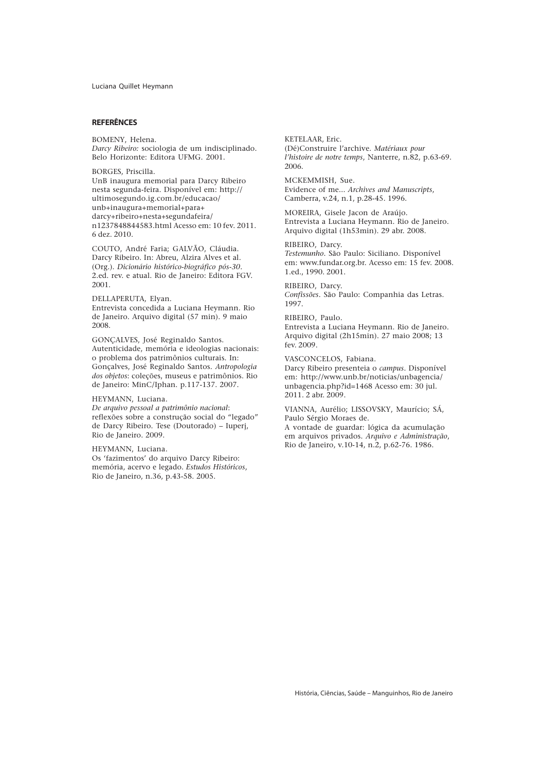## REFERÊNCES

BOMENY, Helena.
*Darcy Ribeiro:* sociologia de um indisciplinado. Belo Horizonte: Editora UFMG. 2001.

BORGES, Priscilla.
UnB inaugura memorial para Darcy Ribeiro nesta segunda-feira. Disponível em: http://ultimosegundo.ig.com.br/educacao/unb+inaugura+memorial+para+darcy+ribeiro+nesta+segundafeira/n1237848844583.html Acesso em: 10 fev. 2011. 6 dez. 2010.

COUTO, André Faria; GALVÃO, Cláudia.
Darcy Ribeiro. In: Abreu, Alzira Alves et al. (Org.). *Dicionário histórico-biográfico pós-30*. 2.ed. rev. e atual. Rio de Janeiro: Editora FGV. 2001.

DELLAPERUTA, Elyan.
Entrevista concedida a Luciana Heymann. Rio de Janeiro. Arquivo digital (57 min). 9 maio 2008.

GONÇALVES, José Reginaldo Santos.
Autenticidade, memória e ideologias nacionais: o problema dos patrimônios culturais. In: Gonçalves, José Reginaldo Santos. *Antropologia dos objetos*: coleções, museus e patrimônios. Rio de Janeiro: MinC/Iphan. p.117-137. 2007.

HEYMANN, Luciana.
*De arquivo pessoal a patrimônio nacional*: reflexões sobre a construção social do "legado" de Darcy Ribeiro. Tese (Doutorado) – Iuperj, Rio de Janeiro. 2009.

HEYMANN, Luciana.
Os 'fazimentos' do arquivo Darcy Ribeiro: memória, acervo e legado. *Estudos Históricos*, Rio de Janeiro, n.36, p.43-58. 2005.

KETELAAR, Eric.
(Dé)Construire l'archive. *Matériaux pour l'histoire de notre temps*, Nanterre, n.82, p.63-69. 2006.

MCKEMMISH, Sue.
Evidence of me... *Archives and Manuscripts*, Camberra, v.24, n.1, p.28-45. 1996.

MOREIRA, Gisele Jacon de Araújo.
Entrevista a Luciana Heymann. Rio de Janeiro. Arquivo digital (1h53min). 29 abr. 2008.

RIBEIRO, Darcy.
*Testemunho*. São Paulo: Siciliano. Disponível em: www.fundar.org.br. Acesso em: 15 fev. 2008. 1.ed., 1990. 2001.

RIBEIRO, Darcy.
*Confissões*. São Paulo: Companhia das Letras. 1997.

RIBEIRO, Paulo.
Entrevista a Luciana Heymann. Rio de Janeiro. Arquivo digital (2h15min). 27 maio 2008; 13 fev. 2009.

VASCONCELOS, Fabiana.
Darcy Ribeiro presenteia o *campus*. Disponível em: http://www.unb.br/noticias/unbagencia/unbagencia.php?id=1468 Acesso em: 30 jul. 2011. 2 abr. 2009.

VIANNA, Aurélio; LISSOVSKY, Maurício; SÁ, Paulo Sérgio Moraes de.
A vontade de guardar: lógica da acumulação em arquivos privados. *Arquivo e Administração*, Rio de Janeiro, v.10-14, n.2, p.62-76. 1986.